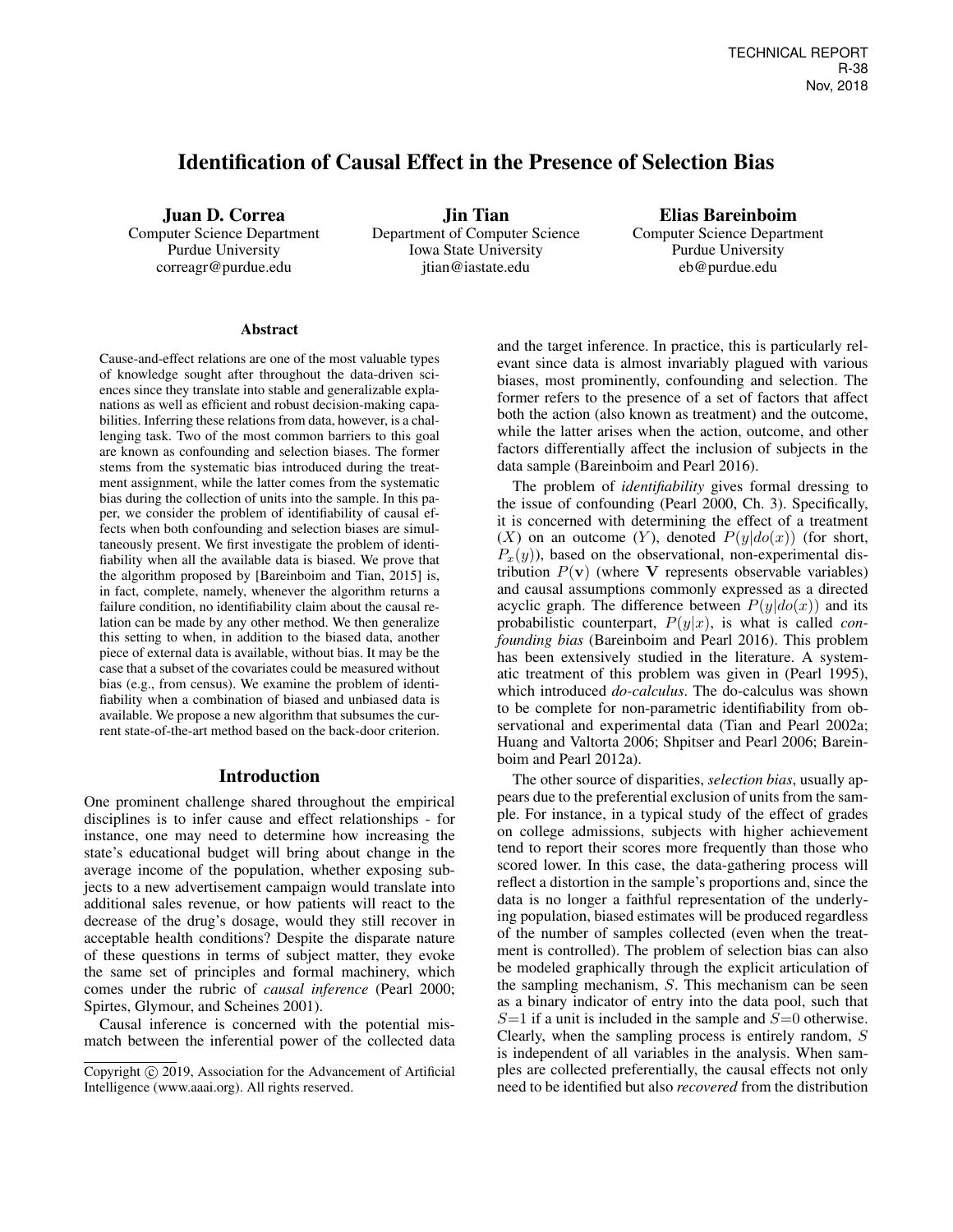TECHNICAL REPORT
R-38
Nov, 2018

# Identification of Causal Effect in the Presence of Selection Bias

**Juan D. Correa**
Computer Science Department
Purdue University
correagr@purdue.edu

**Jin Tian**
Department of Computer Science
Iowa State University
jtian@iastate.edu

**Elias Bareinboim**
Computer Science Department
Purdue University
eb@purdue.edu

## Abstract

Cause-and-effect relations are one of the most valuable types of knowledge sought after throughout the data-driven sciences since they translate into stable and generalizable explanations as well as efficient and robust decision-making capabilities. Inferring these relations from data, however, is a challenging task. Two of the most common barriers to this goal are known as confounding and selection biases. The former stems from the systematic bias introduced during the treatment assignment, while the latter comes from the systematic bias during the collection of units into the sample. In this paper, we consider the problem of identifiability of causal effects when both confounding and selection biases are simultaneously present. We first investigate the problem of identifiability when all the available data is biased. We prove that the algorithm proposed by [Bareinboim and Tian, 2015] is, in fact, complete, namely, whenever the algorithm returns a failure condition, no identifiability claim about the causal relation can be made by any other method. We then generalize this setting to when, in addition to the biased data, another piece of external data is available, without bias. It may be the case that a subset of the covariates could be measured without bias (e.g., from census). We examine the problem of identifiability when a combination of biased and unbiased data is available. We propose a new algorithm that subsumes the current state-of-the-art method based on the back-door criterion.

## Introduction

One prominent challenge shared throughout the empirical disciplines is to infer cause and effect relationships - for instance, one may need to determine how increasing the state's educational budget will bring about change in the average income of the population, whether exposing subjects to a new advertisement campaign would translate into additional sales revenue, or how patients will react to the decrease of the drug's dosage, would they still recover in acceptable health conditions? Despite the disparate nature of these questions in terms of subject matter, they evoke the same set of principles and formal machinery, which comes under the rubric of *causal inference* (Pearl 2000; Spirtes, Glymour, and Scheines 2001).

Causal inference is concerned with the potential mismatch between the inferential power of the collected data and the target inference. In practice, this is particularly relevant since data is almost invariably plagued with various biases, most prominently, confounding and selection. The former refers to the presence of a set of factors that affect both the action (also known as treatment) and the outcome, while the latter arises when the action, outcome, and other factors differentially affect the inclusion of subjects in the data sample (Bareinboim and Pearl 2016).

The problem of *identifiability* gives formal dressing to the issue of confounding (Pearl 2000, Ch. 3). Specifically, it is concerned with determining the effect of a treatment ($X$) on an outcome ($Y$), denoted $P(y|do(x))$ (for short, $P_x(y)$), based on the observational, non-experimental distribution $P(\mathbf{v})$ (where $\mathbf{V}$ represents observable variables) and causal assumptions commonly expressed as a directed acyclic graph. The difference between $P(y|do(x))$ and its probabilistic counterpart, $P(y|x)$, is what is called *confounding bias* (Bareinboim and Pearl 2016). This problem has been extensively studied in the literature. A systematic treatment of this problem was given in (Pearl 1995), which introduced *do-calculus*. The do-calculus was shown to be complete for non-parametric identifiability from observational and experimental data (Tian and Pearl 2002a; Huang and Valtorta 2006; Shpitser and Pearl 2006; Bareinboim and Pearl 2012a).

The other source of disparities, *selection bias*, usually appears due to the preferential exclusion of units from the sample. For instance, in a typical study of the effect of grades on college admissions, subjects with higher achievement tend to report their scores more frequently than those who scored lower. In this case, the data-gathering process will reflect a distortion in the sample's proportions and, since the data is no longer a faithful representation of the underlying population, biased estimates will be produced regardless of the number of samples collected (even when the treatment is controlled). The problem of selection bias can also be modeled graphically through the explicit articulation of the sampling mechanism, $S$. This mechanism can be seen as a binary indicator of entry into the data pool, such that $S$=1 if a unit is included in the sample and $S$=0 otherwise. Clearly, when the sampling process is entirely random, $S$ is independent of all variables in the analysis. When samples are collected preferentially, the causal effects not only need to be identified but also *recovered* from the distribution

Copyright © 2019, Association for the Advancement of Artificial Intelligence (www.aaai.org). All rights reserved.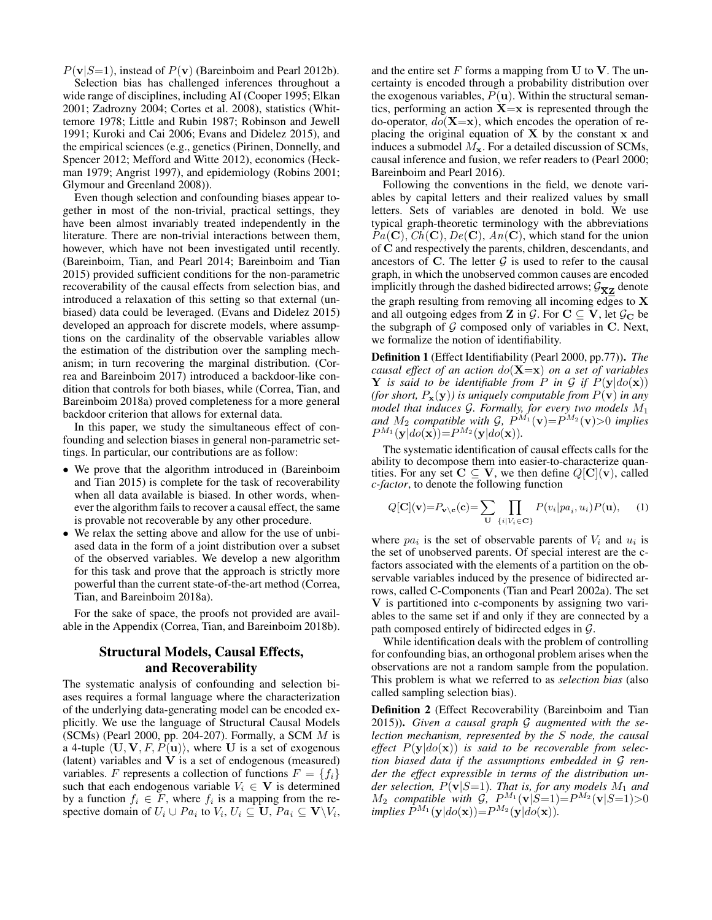$P(\mathbf{v}|S{=}1)$, instead of $P(\mathbf{v})$ (Bareinboim and Pearl 2012b).

Selection bias has challenged inferences throughout a wide range of disciplines, including AI (Cooper 1995; Elkan 2001; Zadrozny 2004; Cortes et al. 2008), statistics (Whittemore 1978; Little and Rubin 1987; Robinson and Jewell 1991; Kuroki and Cai 2006; Evans and Didelez 2015), and the empirical sciences (e.g., genetics (Pirinen, Donnelly, and Spencer 2012; Mefford and Witte 2012), economics (Heckman 1979; Angrist 1997), and epidemiology (Robins 2001; Glymour and Greenland 2008)).

Even though selection and confounding biases appear together in most of the non-trivial, practical settings, they have been almost invariably treated independently in the literature. There are non-trivial interactions between them, however, which have not been investigated until recently. (Bareinboim, Tian, and Pearl 2014; Bareinboim and Tian 2015) provided sufficient conditions for the non-parametric recoverability of the causal effects from selection bias, and introduced a relaxation of this setting so that external (unbiased) data could be leveraged. (Evans and Didelez 2015) developed an approach for discrete models, where assumptions on the cardinality of the observable variables allow the estimation of the distribution over the sampling mechanism; in turn recovering the marginal distribution. (Correa and Bareinboim 2017) introduced a backdoor-like condition that controls for both biases, while (Correa, Tian, and Bareinboim 2018a) proved completeness for a more general backdoor criterion that allows for external data.

In this paper, we study the simultaneous effect of confounding and selection biases in general non-parametric settings. In particular, our contributions are as follow:

- We prove that the algorithm introduced in (Bareinboim and Tian 2015) is complete for the task of recoverability when all data available is biased. In other words, whenever the algorithm fails to recover a causal effect, the same is provable not recoverable by any other procedure.
- We relax the setting above and allow for the use of unbiased data in the form of a joint distribution over a subset of the observed variables. We develop a new algorithm for this task and prove that the approach is strictly more powerful than the current state-of-the-art method (Correa, Tian, and Bareinboim 2018a).

For the sake of space, the proofs not provided are available in the Appendix (Correa, Tian, and Bareinboim 2018b).

## Structural Models, Causal Effects, and Recoverability

The systematic analysis of confounding and selection biases requires a formal language where the characterization of the underlying data-generating model can be encoded explicitly. We use the language of Structural Causal Models (SCMs) (Pearl 2000, pp. 204-207). Formally, a SCM $M$ is a 4-tuple $\langle \mathbf{U}, \mathbf{V}, F, P(\mathbf{u})\rangle$, where $\mathbf{U}$ is a set of exogenous (latent) variables and $\mathbf{V}$ is a set of endogenous (measured) variables. $F$ represents a collection of functions $F = \{f_i\}$ such that each endogenous variable $V_i \in \mathbf{V}$ is determined by a function $f_i \in F$, where $f_i$ is a mapping from the respective domain of $U_i \cup Pa_i$ to $V_i$, $U_i \subseteq \mathbf{U}$, $Pa_i \subseteq \mathbf{V}\setminus V_i$, and the entire set $F$ forms a mapping from $\mathbf{U}$ to $\mathbf{V}$. The uncertainty is encoded through a probability distribution over the exogenous variables, $P(\mathbf{u})$. Within the structural semantics, performing an action $\mathbf{X}{=}\mathbf{x}$ is represented through the do-operator, $do(\mathbf{X}{=}\mathbf{x})$, which encodes the operation of replacing the original equation of $\mathbf{X}$ by the constant $\mathbf{x}$ and induces a submodel $M_{\mathbf{x}}$. For a detailed discussion of SCMs, causal inference and fusion, we refer readers to (Pearl 2000; Bareinboim and Pearl 2016).

Following the conventions in the field, we denote variables by capital letters and their realized values by small letters. Sets of variables are denoted in bold. We use typical graph-theoretic terminology with the abbreviations $Pa(\mathbf{C})$, $Ch(\mathbf{C})$, $De(\mathbf{C})$, $An(\mathbf{C})$, which stand for the union of $\mathbf{C}$ and respectively the parents, children, descendants, and ancestors of $\mathbf{C}$. The letter $\mathcal{G}$ is used to refer to the causal graph, in which the unobserved common causes are encoded implicitly through the dashed bidirected arrows; $\mathcal{G}_{\overline{\mathbf{X}}\underline{\mathbf{Z}}}$ denote the graph resulting from removing all incoming edges to $\mathbf{X}$ and all outgoing edges from $\mathbf{Z}$ in $\mathcal{G}$. For $\mathbf{C} \subseteq \mathbf{V}$, let $\mathcal{G}_{\mathbf{C}}$ be the subgraph of $\mathcal{G}$ composed only of variables in $\mathbf{C}$. Next, we formalize the notion of identifiability.

**Definition 1** (Effect Identifiability (Pearl 2000, pp.77)). *The causal effect of an action $do(\mathbf{X}{=}\mathbf{x})$ on a set of variables $\mathbf{Y}$ is said to be identifiable from $P$ in $\mathcal{G}$ if $P(\mathbf{y}|do(\mathbf{x}))$ (for short, $P_{\mathbf{x}}(\mathbf{y})$) is uniquely computable from $P(\mathbf{v})$ in any model that induces $\mathcal{G}$. Formally, for every two models $M_1$ and $M_2$ compatible with $\mathcal{G}$, $P^{M_1}(\mathbf{v}){=}P^{M_2}(\mathbf{v}){>}0$ implies $P^{M_1}(\mathbf{y}|do(\mathbf{x})){=}P^{M_2}(\mathbf{y}|do(\mathbf{x}))$.*

The systematic identification of causal effects calls for the ability to decompose them into easier-to-characterize quantities. For any set $\mathbf{C} \subseteq \mathbf{V}$, we then define $Q[\mathbf{C}](\mathbf{v})$, called *c-factor*, to denote the following function

$$Q[\mathbf{C}](\mathbf{v}){=}P_{\mathbf{v}\setminus\mathbf{c}}(\mathbf{c}){=}\sum_{\mathbf{U}} \prod_{\{i|V_i\in\mathbf{C}\}} P(v_i|pa_i, u_i)P(\mathbf{u}), \quad (1)$$

where $pa_i$ is the set of observable parents of $V_i$ and $u_i$ is the set of unobserved parents. Of special interest are the c-factors associated with the elements of a partition on the observable variables induced by the presence of bidirected arrows, called C-Components (Tian and Pearl 2002a). The set $\mathbf{V}$ is partitioned into c-components by assigning two variables to the same set if and only if they are connected by a path composed entirely of bidirected edges in $\mathcal{G}$.

While identification deals with the problem of controlling for confounding bias, an orthogonal problem arises when the observations are not a random sample from the population. This problem is what we referred to as *selection bias* (also called sampling selection bias).

**Definition 2** (Effect Recoverability (Bareinboim and Tian 2015)). *Given a causal graph $\mathcal{G}$ augmented with the selection mechanism, represented by the $S$ node, the causal effect $P(\mathbf{y}|do(\mathbf{x}))$ is said to be recoverable from selection biased data if the assumptions embedded in $\mathcal{G}$ render the effect expressible in terms of the distribution under selection, $P(\mathbf{v}|S{=}1)$. That is, for any models $M_1$ and $M_2$ compatible with $\mathcal{G}$, $P^{M_1}(\mathbf{v}|S{=}1){=}P^{M_2}(\mathbf{v}|S{=}1){>}0$ implies $P^{M_1}(\mathbf{y}|do(\mathbf{x})){=}P^{M_2}(\mathbf{y}|do(\mathbf{x}))$.*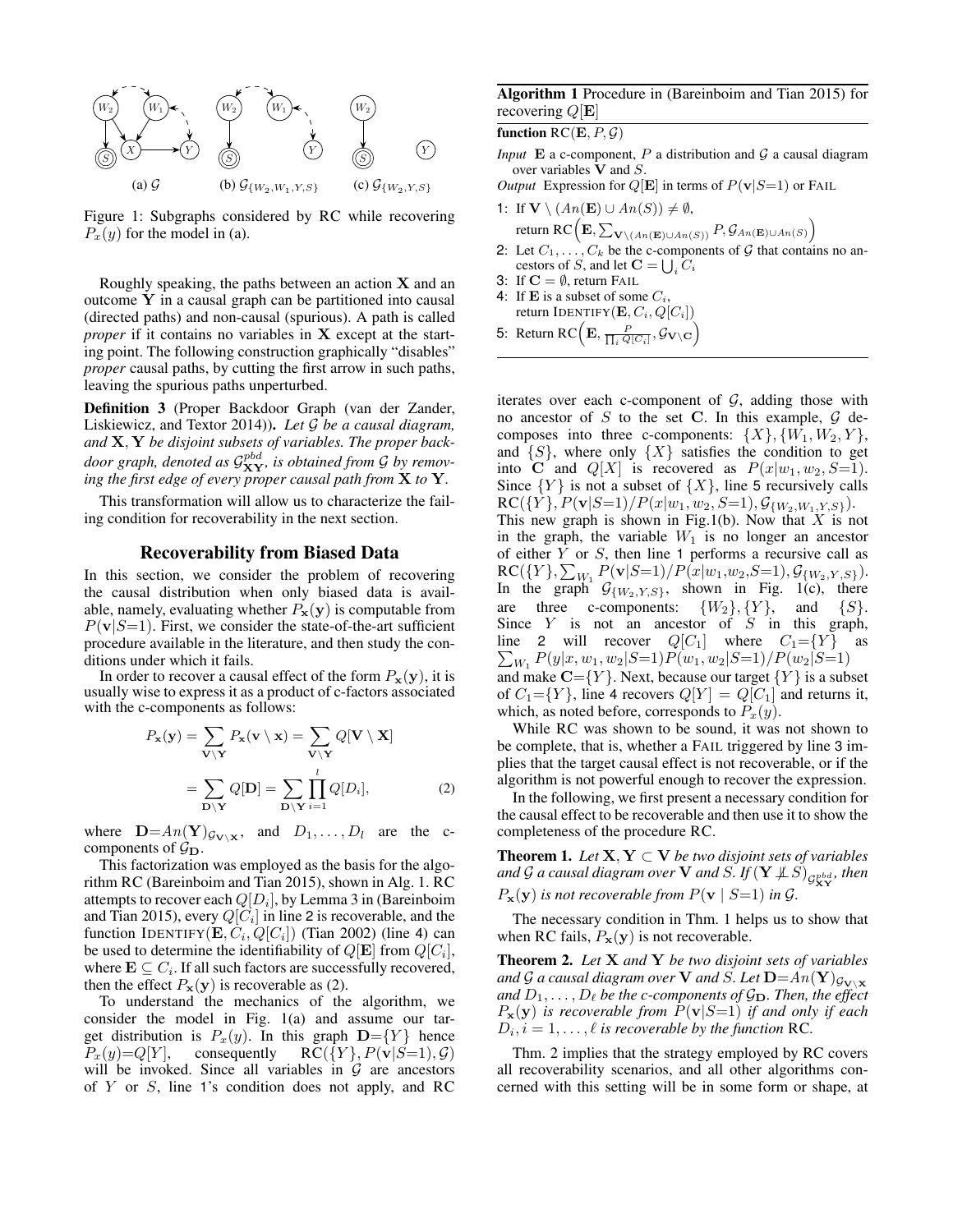(a) $\mathcal{G}$ (b) $\mathcal{G}_{\{W_2,W_1,Y,S\}}$ (c) $\mathcal{G}_{\{W_2,Y,S\}}$

Figure 1: Subgraphs considered by RC while recovering $P_x(y)$ for the model in (a).

Roughly speaking, the paths between an action $\mathbf{X}$ and an outcome $\mathbf{Y}$ in a causal graph can be partitioned into causal (directed paths) and non-causal (spurious). A path is called *proper* if it contains no variables in $\mathbf{X}$ except at the starting point. The following construction graphically "disables" *proper* causal paths, by cutting the first arrow in such paths, leaving the spurious paths unperturbed.

**Definition 3** (Proper Backdoor Graph (van der Zander, Liskiewicz, and Textor 2014)). *Let $\mathcal{G}$ be a causal diagram, and $\mathbf{X}, \mathbf{Y}$ be disjoint subsets of variables. The proper backdoor graph, denoted as $\mathcal{G}^{pbd}_{\mathbf{XY}}$, is obtained from $\mathcal{G}$ by removing the first edge of every proper causal path from $\mathbf{X}$ to $\mathbf{Y}$.*

This transformation will allow us to characterize the failing condition for recoverability in the next section.

## Recoverability from Biased Data

In this section, we consider the problem of recovering the causal distribution when only biased data is available, namely, evaluating whether $P_{\mathbf{x}}(\mathbf{y})$ is computable from $P(\mathbf{v}|S{=}1)$. First, we consider the state-of-the-art sufficient procedure available in the literature, and then study the conditions under which it fails.

In order to recover a causal effect of the form $P_{\mathbf{x}}(\mathbf{y})$, it is usually wise to express it as a product of c-factors associated with the c-components as follows:

$$P_{\mathbf{x}}(\mathbf{y}) = \sum_{\mathbf{V}\setminus\mathbf{Y}} P_{\mathbf{x}}(\mathbf{v} \setminus \mathbf{x}) = \sum_{\mathbf{V}\setminus\mathbf{Y}} Q[\mathbf{V} \setminus \mathbf{X}]$$

$$= \sum_{\mathbf{D}\setminus\mathbf{Y}} Q[\mathbf{D}] = \sum_{\mathbf{D}\setminus\mathbf{Y}} \prod_{i=1}^{l} Q[D_i], \tag{2}$$

where $\mathbf{D}{=}An(\mathbf{Y})_{\mathcal{G}_{\mathbf{V}\setminus\mathbf{X}}}$, and $D_1, \ldots, D_l$ are the c-components of $\mathcal{G}_{\mathbf{D}}$.

This factorization was employed as the basis for the algorithm RC (Bareinboim and Tian 2015), shown in Alg. 1. RC attempts to recover each $Q[D_i]$, by Lemma 3 in (Bareinboim and Tian 2015), every $Q[C_i]$ in line 2 is recoverable, and the function IDENTIFY$(\mathbf{E}, C_i, Q[C_i])$ (Tian 2002) (line 4) can be used to determine the identifiability of $Q[\mathbf{E}]$ from $Q[C_i]$, where $\mathbf{E} \subseteq C_i$. If all such factors are successfully recovered, then the effect $P_{\mathbf{x}}(\mathbf{y})$ is recoverable as (2).

To understand the mechanics of the algorithm, we consider the model in Fig. 1(a) and assume our target distribution is $P_x(y)$. In this graph $\mathbf{D}{=}\{Y\}$ hence $P_x(y){=}Q[Y]$, consequently RC$(\{Y\}, P(\mathbf{v}|S{=}1), \mathcal{G})$ will be invoked. Since all variables in $\mathcal{G}$ are ancestors of $Y$ or $S$, line 1's condition does not apply, and RC iterates over each c-component of $\mathcal{G}$, adding those with no ancestor of $S$ to the set $\mathbf{C}$. In this example, $\mathcal{G}$ decomposes into three c-components: $\{X\}, \{W_1, W_2, Y\}$, and $\{S\}$, where only $\{X\}$ satisfies the condition to get into $\mathbf{C}$ and $Q[X]$ is recovered as $P(x|w_1, w_2, S{=}1)$. Since $\{Y\}$ is not a subset of $\{X\}$, line 5 recursively calls RC$(\{Y\}, P(\mathbf{v}|S{=}1)/P(x|w_1, w_2, S{=}1), \mathcal{G}_{\{W_2,W_1,Y,S\}})$. This new graph is shown in Fig.1(b). Now that $X$ is not in the graph, the variable $W_1$ is no longer an ancestor of either $Y$ or $S$, then line 1 performs a recursive call as RC$(\{Y\}, \sum_{W_1} P(\mathbf{v}|S{=}1)/P(x|w_1,w_2,S{=}1), \mathcal{G}_{\{W_2,Y,S\}})$. In the graph $\mathcal{G}_{\{W_2,Y,S\}}$, shown in Fig. 1(c), there are three c-components: $\{W_2\}, \{Y\}$, and $\{S\}$. Since $Y$ is not an ancestor of $S$ in this graph, line 2 will recover $Q[C_1]$ where $C_1{=}\{Y\}$ as $\sum_{W_1} P(y|x, w_1, w_2|S{=}1)P(w_1, w_2|S{=}1)/P(w_2|S{=}1)$ and make $\mathbf{C}{=}\{Y\}$. Next, because our target $\{Y\}$ is a subset of $C_1{=}\{Y\}$, line 4 recovers $Q[Y] = Q[C_1]$ and returns it, which, as noted before, corresponds to $P_x(y)$.

While RC was shown to be sound, it was not shown to be complete, that is, whether a FAIL triggered by line 3 implies that the target causal effect is not recoverable, or if the algorithm is not powerful enough to recover the expression.

In the following, we first present a necessary condition for the causal effect to be recoverable and then use it to show the completeness of the procedure RC.

**Theorem 1.** *Let $\mathbf{X}, \mathbf{Y} \subset \mathbf{V}$ be two disjoint sets of variables and $\mathcal{G}$ a causal diagram over $\mathbf{V}$ and $S$. If $(\mathbf{Y} \not\perp\!\!\!\perp S)_{\mathcal{G}^{pbd}_{\mathbf{XY}}}$, then $P_{\mathbf{x}}(\mathbf{y})$ is not recoverable from $P(\mathbf{v} \mid S{=}1)$ in $\mathcal{G}$.*

The necessary condition in Thm. 1 helps us to show that when RC fails, $P_{\mathbf{x}}(\mathbf{y})$ is not recoverable.

**Theorem 2.** *Let $\mathbf{X}$ and $\mathbf{Y}$ be two disjoint sets of variables and $\mathcal{G}$ a causal diagram over $\mathbf{V}$ and $S$. Let $\mathbf{D}{=}An(\mathbf{Y})_{\mathcal{G}_{\mathbf{V}\setminus\mathbf{X}}}$ and $D_1, \ldots, D_\ell$ be the c-components of $\mathcal{G}_{\mathbf{D}}$. Then, the effect $P_{\mathbf{x}}(\mathbf{y})$ is recoverable from $P(\mathbf{v}|S{=}1)$ if and only if each $D_i, i = 1, \ldots, \ell$ is recoverable by the function* RC.

Thm. 2 implies that the strategy employed by RC covers all recoverability scenarios, and all other algorithms concerned with this setting will be in some form or shape, at

---

**Algorithm 1** Procedure in (Bareinboim and Tian 2015) for recovering $Q[\mathbf{E}]$

**function** RC$(\mathbf{E}, P, \mathcal{G})$

*Input* $\mathbf{E}$ a c-component, $P$ a distribution and $\mathcal{G}$ a causal diagram over variables $\mathbf{V}$ and $S$.

*Output* Expression for $Q[\mathbf{E}]$ in terms of $P(\mathbf{v}|S{=}1)$ or FAIL

1: If $\mathbf{V} \setminus (An(\mathbf{E}) \cup An(S)) \neq \emptyset$,
   return RC$\left(\mathbf{E}, \sum_{\mathbf{V}\setminus(An(\mathbf{E})\cup An(S))} P, \mathcal{G}_{An(\mathbf{E})\cup An(S)}\right)$

2: Let $C_1, \ldots, C_k$ be the c-components of $\mathcal{G}$ that contains no ancestors of $S$, and let $\mathbf{C} = \bigcup_i C_i$

3: If $\mathbf{C} = \emptyset$, return FAIL

4: If $\mathbf{E}$ is a subset of some $C_i$,
   return IDENTIFY$(\mathbf{E}, C_i, Q[C_i])$

5: Return RC$\left(\mathbf{E}, \frac{P}{\prod_i Q[C_i]}, \mathcal{G}_{\mathbf{V}\setminus\mathbf{C}}\right)$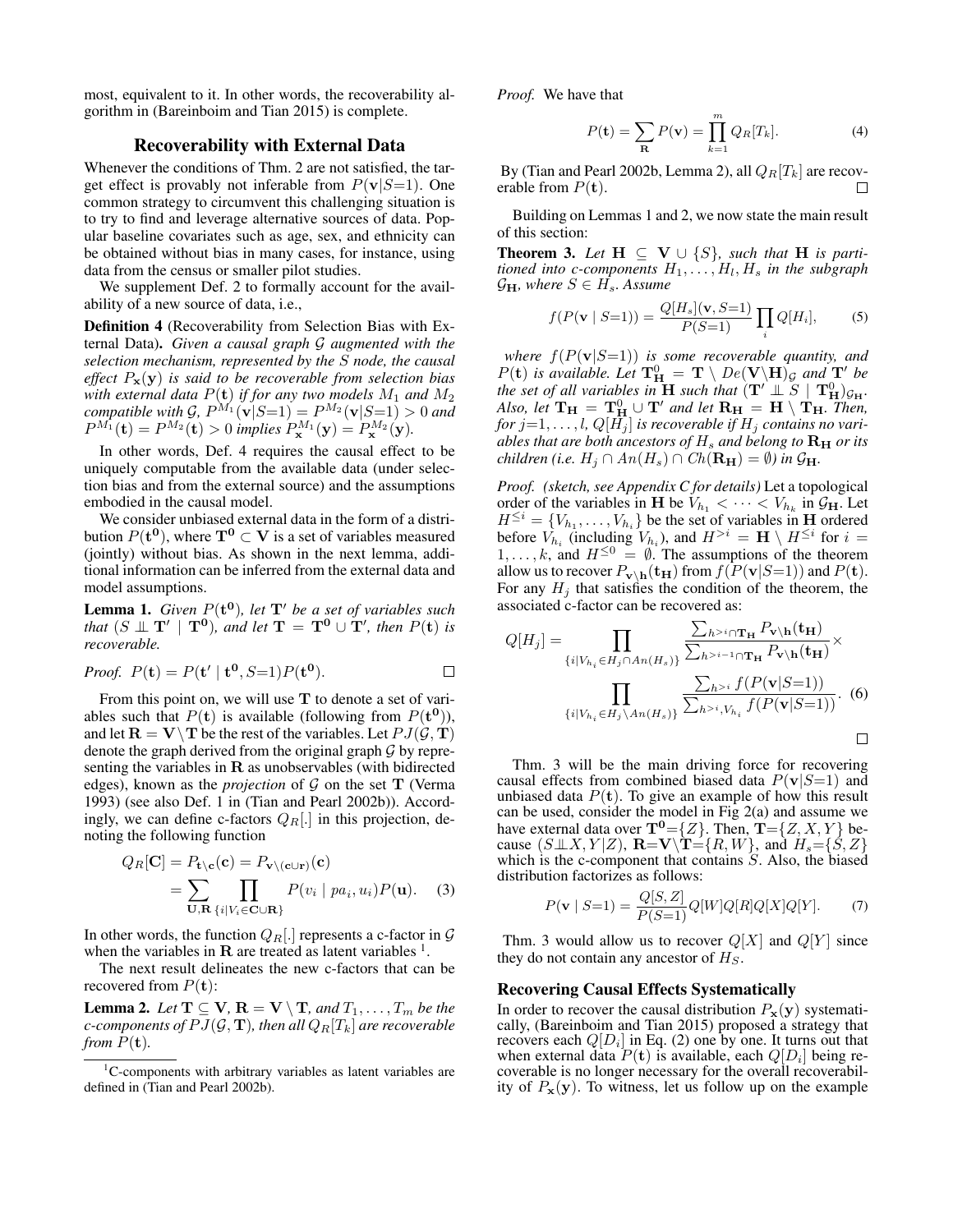most, equivalent to it. In other words, the recoverability algorithm in (Bareinboim and Tian 2015) is complete.

## Recoverability with External Data

Whenever the conditions of Thm. 2 are not satisfied, the target effect is provably not inferable from $P(\mathbf{v}|S{=}1)$. One common strategy to circumvent this challenging situation is to try to find and leverage alternative sources of data. Popular baseline covariates such as age, sex, and ethnicity can be obtained without bias in many cases, for instance, using data from the census or smaller pilot studies.

We supplement Def. 2 to formally account for the availability of a new source of data, i.e.,

**Definition 4** (Recoverability from Selection Bias with External Data)**.** *Given a causal graph $\mathcal{G}$ augmented with the selection mechanism, represented by the $S$ node, the causal effect $P_{\mathbf{x}}(\mathbf{y})$ is said to be recoverable from selection bias with external data $P(\mathbf{t})$ if for any two models $M_1$ and $M_2$ compatible with $\mathcal{G}$, $P^{M_1}(\mathbf{v}|S{=}1) = P^{M_2}(\mathbf{v}|S{=}1) > 0$ and $P^{M_1}(\mathbf{t}) = P^{M_2}(\mathbf{t}) > 0$ implies $P^{M_1}_{\mathbf{x}}(\mathbf{y}) = P^{M_2}_{\mathbf{x}}(\mathbf{y})$.*

In other words, Def. 4 requires the causal effect to be uniquely computable from the available data (under selection bias and from the external source) and the assumptions embodied in the causal model.

We consider unbiased external data in the form of a distribution $P(\mathbf{t^0})$, where $\mathbf{T^0} \subset \mathbf{V}$ is a set of variables measured (jointly) without bias. As shown in the next lemma, additional information can be inferred from the external data and model assumptions.

**Lemma 1.** *Given $P(\mathbf{t^0})$, let $\mathbf{T}'$ be a set of variables such that $(S \perp\!\!\!\perp \mathbf{T}' \mid \mathbf{T^0})$, and let $\mathbf{T} = \mathbf{T^0} \cup \mathbf{T}'$, then $P(\mathbf{t})$ is recoverable.*

*Proof.* $P(\mathbf{t}) = P(\mathbf{t}' \mid \mathbf{t^0}, S{=}1)P(\mathbf{t^0})$. □

From this point on, we will use $\mathbf{T}$ to denote a set of variables such that $P(\mathbf{t})$ is available (following from $P(\mathbf{t^0})$), and let $\mathbf{R} = \mathbf{V} \setminus \mathbf{T}$ be the rest of the variables. Let $PJ(\mathcal{G}, \mathbf{T})$ denote the graph derived from the original graph $\mathcal{G}$ by representing the variables in $\mathbf{R}$ as unobservables (with bidirected edges), known as the *projection* of $\mathcal{G}$ on the set $\mathbf{T}$ (Verma 1993) (see also Def. 1 in (Tian and Pearl 2002b)). Accordingly, we can define c-factors $Q_R[.]$ in this projection, denoting the following function

$$
\begin{aligned}
Q_R[\mathbf{C}] &= P_{\mathbf{t}\setminus\mathbf{c}}(\mathbf{c}) = P_{\mathbf{v}\setminus(\mathbf{c}\cup\mathbf{r})}(\mathbf{c}) \\
&= \sum_{\mathbf{U},\mathbf{R}} \prod_{\{i|V_i \in \mathbf{C}\cup\mathbf{R}\}} P(v_i \mid pa_i, u_i)P(\mathbf{u}). \quad (3)
\end{aligned}
$$

In other words, the function $Q_R[.]$ represents a c-factor in $\mathcal{G}$ when the variables in $\mathbf{R}$ are treated as latent variables [1].

The next result delineates the new c-factors that can be recovered from $P(\mathbf{t})$:

**Lemma 2.** *Let $\mathbf{T} \subseteq \mathbf{V}$, $\mathbf{R} = \mathbf{V} \setminus \mathbf{T}$, and $T_1, \ldots, T_m$ be the c-components of $PJ(\mathcal{G}, \mathbf{T})$, then all $Q_R[T_k]$ are recoverable from $P(\mathbf{t})$.*

*Proof.* We have that

$$
P(\mathbf{t}) = \sum_{\mathbf{R}} P(\mathbf{v}) = \prod_{k=1}^{m} Q_R[T_k]. \quad (4)
$$

By (Tian and Pearl 2002b, Lemma 2), all $Q_R[T_k]$ are recoverable from $P(\mathbf{t})$. □

Building on Lemmas 1 and 2, we now state the main result of this section:

**Theorem 3.** *Let $\mathbf{H} \subseteq \mathbf{V} \cup \{S\}$, such that $\mathbf{H}$ is partitioned into c-components $H_1, \ldots, H_l, H_s$ in the subgraph $\mathcal{G}_{\mathbf{H}}$, where $S \in H_s$. Assume*

$$
f(P(\mathbf{v} \mid S{=}1)) = \frac{Q[H_s](\mathbf{v}, S{=}1)}{P(S{=}1)} \prod_i Q[H_i], \quad (5)
$$

*where $f(P(\mathbf{v}|S{=}1))$ is some recoverable quantity, and $P(\mathbf{t})$ is available. Let $\mathbf{T^0_H} = \mathbf{T} \setminus De(\mathbf{V}\setminus\mathbf{H})_{\mathcal{G}}$ and $\mathbf{T}'$ be the set of all variables in $\mathbf{H}$ such that $(\mathbf{T}' \perp\!\!\!\perp S \mid \mathbf{T^0_H})_{\mathcal{G}_{\mathbf{H}}}$. Also, let $\mathbf{T_H} = \mathbf{T^0_H} \cup \mathbf{T}'$ and let $\mathbf{R_H} = \mathbf{H} \setminus \mathbf{T_H}$. Then, for $j{=}1, \ldots, l$, $Q[H_j]$ is recoverable if $H_j$ contains no variables that are both ancestors of $H_s$ and belong to $\mathbf{R_H}$ or its children (i.e. $H_j \cap An(H_s) \cap Ch(\mathbf{R_H}) = \emptyset$) in $\mathcal{G}_{\mathbf{H}}$.*

*Proof. (sketch, see Appendix C for details)* Let a topological order of the variables in $\mathbf{H}$ be $V_{h_1} < \cdots < V_{h_k}$ in $\mathcal{G}_{\mathbf{H}}$. Let $H^{\leq i} = \{V_{h_1}, \ldots, V_{h_i}\}$ be the set of variables in $\mathbf{H}$ ordered before $V_{h_i}$ (including $V_{h_i}$), and $H^{>i} = \mathbf{H} \setminus H^{\leq i}$ for $i = 1, \ldots, k$, and $H^{\leq 0} = \emptyset$. The assumptions of the theorem allow us to recover $P_{\mathbf{v}\setminus\mathbf{h}}(\mathbf{t_H})$ from $f(P(\mathbf{v}|S{=}1))$ and $P(\mathbf{t})$. For any $H_j$ that satisfies the condition of the theorem, the associated c-factor can be recovered as:

$$
Q[H_j] = \prod_{\{i|V_{h_i} \in H_j \cap An(H_s)\}} \frac{\sum_{h^{>i} \cap \mathbf{T_H}} P_{\mathbf{v}\setminus\mathbf{h}}(\mathbf{t_H})}{\sum_{h^{>i-1} \cap \mathbf{T_H}} P_{\mathbf{v}\setminus\mathbf{h}}(\mathbf{t_H})} \times \prod_{\{i|V_{h_i} \in H_j \setminus An(H_s)\}} \frac{\sum_{h^{>i}} f(P(\mathbf{v}|S{=}1))}{\sum_{h^{>i}, V_{h_i}} f(P(\mathbf{v}|S{=}1))}. \quad (6)
$$

□

Thm. 3 will be the main driving force for recovering causal effects from combined biased data $P(\mathbf{v}|S{=}1)$ and unbiased data $P(\mathbf{t})$. To give an example of how this result can be used, consider the model in Fig 2(a) and assume we have external data over $\mathbf{T^0}{=}\{Z\}$. Then, $\mathbf{T}{=}\{Z, X, Y\}$ because $(S \perp\!\!\!\perp X, Y|Z)$, $\mathbf{R}{=}\mathbf{V}\setminus\mathbf{T}{=}\{R, W\}$, and $H_s{=}\{S, Z\}$ which is the c-component that contains $S$. Also, the biased distribution factorizes as follows:

$$
P(\mathbf{v} \mid S{=}1) = \frac{Q[S, Z]}{P(S{=}1)} Q[W]Q[R]Q[X]Q[Y]. \quad (7)
$$

Thm. 3 would allow us to recover $Q[X]$ and $Q[Y]$ since they do not contain any ancestor of $H_S$.

### Recovering Causal Effects Systematically

In order to recover the causal distribution $P_{\mathbf{x}}(\mathbf{y})$ systematically, (Bareinboim and Tian 2015) proposed a strategy that recovers each $Q[D_i]$ in Eq. (2) one by one. It turns out that when external data $P(\mathbf{t})$ is available, each $Q[D_i]$ being recoverable is no longer necessary for the overall recoverability of $P_{\mathbf{x}}(\mathbf{y})$. To witness, let us follow up on the example

[1] C-components with arbitrary variables as latent variables are defined in (Tian and Pearl 2002b).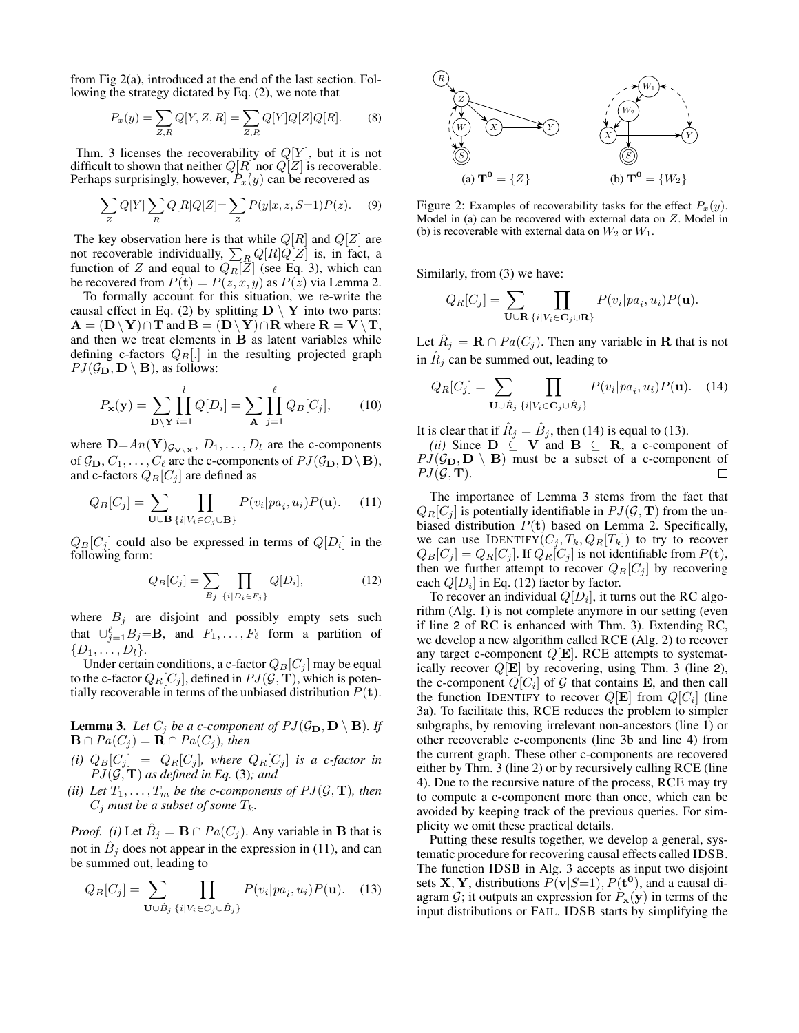from Fig 2(a), introduced at the end of the last section. Following the strategy dictated by Eq. (2), we note that

$$P_x(y) = \sum_{Z,R} Q[Y,Z,R] = \sum_{Z,R} Q[Y]Q[Z]Q[R]. \quad (8)$$

Thm. 3 licenses the recoverability of $Q[Y]$, but it is not difficult to shown that neither $Q[R]$ nor $Q[Z]$ is recoverable. Perhaps surprisingly, however, $P_x(y)$ can be recovered as

$$\sum_Z Q[Y] \sum_R Q[R]Q[Z] = \sum_Z P(y|x,z,S{=}1)P(z). \quad (9)$$

The key observation here is that while $Q[R]$ and $Q[Z]$ are not recoverable individually, $\sum_R Q[R]Q[Z]$ is, in fact, a function of $Z$ and equal to $Q_R[Z]$ (see Eq. 3), which can be recovered from $P(\mathbf{t}) = P(z,x,y)$ as $P(z)$ via Lemma 2.

To formally account for this situation, we re-write the causal effect in Eq. (2) by splitting $\mathbf{D} \setminus \mathbf{Y}$ into two parts: $\mathbf{A} = (\mathbf{D} \setminus \mathbf{Y}) \cap \mathbf{T}$ and $\mathbf{B} = (\mathbf{D} \setminus \mathbf{Y}) \cap \mathbf{R}$ where $\mathbf{R} = \mathbf{V} \setminus \mathbf{T}$, and then we treat elements in $\mathbf{B}$ as latent variables while defining c-factors $Q_B[.]$ in the resulting projected graph $PJ(\mathcal{G}_\mathbf{D}, \mathbf{D} \setminus \mathbf{B})$, as follows:

$$P_\mathbf{x}(\mathbf{y}) = \sum_{\mathbf{D} \setminus \mathbf{Y}} \prod_{i=1}^{l} Q[D_i] = \sum_{\mathbf{A}} \prod_{j=1}^{\ell} Q_B[C_j], \quad (10)$$

where $\mathbf{D}{=}An(\mathbf{Y})_{\mathcal{G}_{\mathbf{V} \setminus \mathbf{X}}}$, $D_1, \ldots, D_l$ are the c-components of $\mathcal{G}_\mathbf{D}$, $C_1, \ldots, C_\ell$ are the c-components of $PJ(\mathcal{G}_\mathbf{D}, \mathbf{D} \setminus \mathbf{B})$, and c-factors $Q_B[C_j]$ are defined as

$$Q_B[C_j] = \sum_{\mathbf{U} \cup \mathbf{B}} \prod_{\{i|V_i \in C_j \cup \mathbf{B}\}} P(v_i|pa_i, u_i)P(\mathbf{u}). \quad (11)$$

$Q_B[C_j]$ could also be expressed in terms of $Q[D_i]$ in the following form:

$$Q_B[C_j] = \sum_{B_j} \prod_{\{i|D_i \in F_j\}} Q[D_i], \quad (12)$$

where $B_j$ are disjoint and possibly empty sets such that $\cup_{j=1}^{\ell} B_j {=} \mathbf{B}$, and $F_1, \ldots, F_\ell$ form a partition of $\{D_1, \ldots, D_l\}$.

Under certain conditions, a c-factor $Q_B[C_j]$ may be equal to the c-factor $Q_R[C_j]$, defined in $PJ(\mathcal{G}, \mathbf{T})$, which is potentially recoverable in terms of the unbiased distribution $P(\mathbf{t})$.

**Lemma 3.** *Let $C_j$ be a c-component of $PJ(\mathcal{G}_\mathbf{D}, \mathbf{D} \setminus \mathbf{B})$. If $\mathbf{B} \cap Pa(C_j) = \mathbf{R} \cap Pa(C_j)$, then*

*(i) $Q_B[C_j] = Q_R[C_j]$, where $Q_R[C_j]$ is a c-factor in $PJ(\mathcal{G}, \mathbf{T})$ as defined in Eq. (3); and*

*(ii) Let $T_1, \ldots, T_m$ be the c-components of $PJ(\mathcal{G}, \mathbf{T})$, then $C_j$ must be a subset of some $T_k$.*

*Proof.* *(i)* Let $\hat{B}_j = \mathbf{B} \cap Pa(C_j)$. Any variable in $\mathbf{B}$ that is not in $\hat{B}_j$ does not appear in the expression in (11), and can be summed out, leading to

$$Q_B[C_j] = \sum_{\mathbf{U} \cup \hat{B}_j} \prod_{\{i|V_i \in C_j \cup \hat{B}_j\}} P(v_i|pa_i, u_i)P(\mathbf{u}). \quad (13)$$

Figure 2: Examples of recoverability tasks for the effect $P_x(y)$. Model in (a) can be recovered with external data on $Z$. Model in (b) is recoverable with external data on $W_2$ or $W_1$.

(a) $\mathbf{T^0} = \{Z\}$ (b) $\mathbf{T^0} = \{W_2\}$

Similarly, from (3) we have:

$$Q_R[C_j] = \sum_{\mathbf{U} \cup \mathbf{R}} \prod_{\{i|V_i \in \mathbf{C}_j \cup \mathbf{R}\}} P(v_i|pa_i, u_i)P(\mathbf{u}).$$

Let $\hat{R}_j = \mathbf{R} \cap Pa(C_j)$. Then any variable in $\mathbf{R}$ that is not in $\hat{R}_j$ can be summed out, leading to

$$Q_R[C_j] = \sum_{\mathbf{U} \cup \hat{R}_j} \prod_{\{i|V_i \in \mathbf{C}_j \cup \hat{R}_j\}} P(v_i|pa_i, u_i)P(\mathbf{u}). \quad (14)$$

It is clear that if $\hat{R}_j = \hat{B}_j$, then (14) is equal to (13).

*(ii)* Since $\mathbf{D} \subseteq \mathbf{V}$ and $\mathbf{B} \subseteq \mathbf{R}$, a c-component of $PJ(\mathcal{G}_\mathbf{D}, \mathbf{D} \setminus \mathbf{B})$ must be a subset of a c-component of $PJ(\mathcal{G}, \mathbf{T})$. □

The importance of Lemma 3 stems from the fact that $Q_R[C_j]$ is potentially identifiable in $PJ(\mathcal{G}, \mathbf{T})$ from the unbiased distribution $P(\mathbf{t})$ based on Lemma 2. Specifically, we can use IDENTIFY$(C_j, T_k, Q_R[T_k])$ to try to recover $Q_B[C_j] = Q_R[C_j]$. If $Q_R[C_j]$ is not identifiable from $P(\mathbf{t})$, then we further attempt to recover $Q_B[C_j]$ by recovering each $Q[D_i]$ in Eq. (12) factor by factor.

To recover an individual $Q[D_i]$, it turns out the RC algorithm (Alg. 1) is not complete anymore in our setting (even if line 2 of RC is enhanced with Thm. 3). Extending RC, we develop a new algorithm called RCE (Alg. 2) to recover any target c-component $Q[\mathbf{E}]$. RCE attempts to systematically recover $Q[\mathbf{E}]$ by recovering, using Thm. 3 (line 2), the c-component $Q[C_i]$ of $\mathcal{G}$ that contains $\mathbf{E}$, and then call the function IDENTIFY to recover $Q[\mathbf{E}]$ from $Q[C_i]$ (line 3a). To facilitate this, RCE reduces the problem to simpler subgraphs, by removing irrelevant non-ancestors (line 1) or other recoverable c-components (line 3b and line 4) from the current graph. These other c-components are recovered either by Thm. 3 (line 2) or by recursively calling RCE (line 4). Due to the recursive nature of the process, RCE may try to compute a c-component more than once, which can be avoided by keeping track of the previous queries. For simplicity we omit these practical details.

Putting these results together, we develop a general, systematic procedure for recovering causal effects called IDSB. The function IDSB in Alg. 3 accepts as input two disjoint sets $\mathbf{X}, \mathbf{Y}$, distributions $P(\mathbf{v}|S{=}1)$, $P(\mathbf{t^0})$, and a causal diagram $\mathcal{G}$; it outputs an expression for $P_\mathbf{x}(\mathbf{y})$ in terms of the input distributions or FAIL. IDSB starts by simplifying the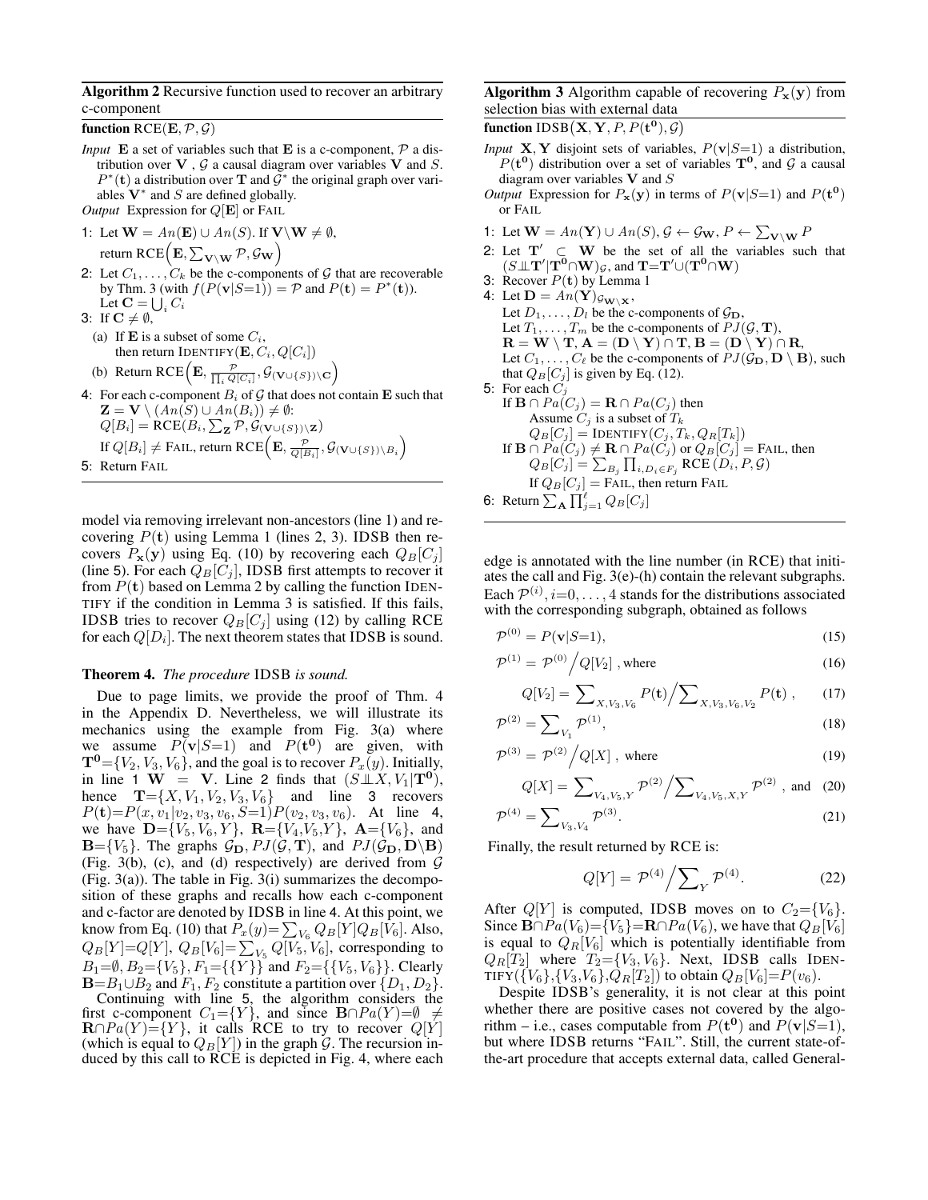**Algorithm 2** Recursive function used to recover an arbitrary c-component

**function** RCE($\mathbf{E}, \mathcal{P}, \mathcal{G}$)

*Input* $\mathbf{E}$ a set of variables such that $\mathbf{E}$ is a c-component, $\mathcal{P}$ a distribution over $\mathbf{V}$ , $\mathcal{G}$ a causal diagram over variables $\mathbf{V}$ and $S$. $P^*(\mathbf{t})$ a distribution over $\mathbf{T}$ and $\mathcal{G}^*$ the original graph over variables $\mathbf{V}^*$ and $S$ are defined globally.

*Output* Expression for $Q[\mathbf{E}]$ or FAIL

1: Let $\mathbf{W} = An(\mathbf{E}) \cup An(S)$. If $\mathbf{V} \setminus \mathbf{W} \neq \emptyset$, return RCE$\Big(\mathbf{E}, \sum_{\mathbf{V}\setminus\mathbf{W}} \mathcal{P}, \mathcal{G}_{\mathbf{W}}\Big)$

2: Let $C_1, \ldots, C_k$ be the c-components of $\mathcal{G}$ that are recoverable by Thm. 3 (with $f(P(\mathbf{v}|S{=}1)) = \mathcal{P}$ and $P(\mathbf{t}) = P^*(\mathbf{t})$). Let $\mathbf{C} = \bigcup_i C_i$

3: If $\mathbf{C} \neq \emptyset$,
   (a) If $\mathbf{E}$ is a subset of some $C_i$, then return IDENTIFY($\mathbf{E}, C_i, Q[C_i]$)
   (b) Return RCE$\Big(\mathbf{E}, \frac{\mathcal{P}}{\prod_i Q[C_i]}, \mathcal{G}_{(\mathbf{V}\cup\{S\})\setminus\mathbf{C}}\Big)$

4: For each c-component $B_i$ of $\mathcal{G}$ that does not contain $\mathbf{E}$ such that $\mathbf{Z} = \mathbf{V} \setminus (An(S) \cup An(B_i)) \neq \emptyset$:
   $Q[B_i] = $ RCE$(B_i, \sum_{\mathbf{Z}} \mathcal{P}, \mathcal{G}_{(\mathbf{V}\cup\{S\})\setminus\mathbf{Z}})$
   If $Q[B_i] \neq$ FAIL, return RCE$\Big(\mathbf{E}, \frac{\mathcal{P}}{Q[B_i]}, \mathcal{G}_{(\mathbf{V}\cup\{S\})\setminus B_i}\Big)$

5: Return FAIL

model via removing irrelevant non-ancestors (line 1) and recovering $P(\mathbf{t})$ using Lemma 1 (lines 2, 3). IDSB then recovers $P_{\mathbf{x}}(\mathbf{y})$ using Eq. (10) by recovering each $Q_B[C_j]$ (line 5). For each $Q_B[C_j]$, IDSB first attempts to recover it from $P(\mathbf{t})$ based on Lemma 2 by calling the function IDENTIFY if the condition in Lemma 3 is satisfied. If this fails, IDSB tries to recover $Q_B[C_j]$ using (12) by calling RCE for each $Q[D_i]$. The next theorem states that IDSB is sound.

**Theorem 4.** *The procedure* IDSB *is sound.*

Due to page limits, we provide the proof of Thm. 4 in the Appendix D. Nevertheless, we will illustrate its mechanics using the example from Fig. 3(a) where we assume $P(\mathbf{v}|S{=}1)$ and $P(\mathbf{t^0})$ are given, with $\mathbf{T^0}{=}\{V_2, V_3, V_6\}$, and the goal is to recover $P_x(y)$. Initially, in line 1 $\mathbf{W} = \mathbf{V}$. Line 2 finds that $(S \perp\!\!\!\perp X, V_1 | \mathbf{T^0})$, hence $\mathbf{T}{=}\{X, V_1, V_2, V_3, V_6\}$ and line 3 recovers $P(\mathbf{t}){=}P(x, v_1|v_2, v_3, v_6, S{=}1)P(v_2, v_3, v_6)$. At line 4, we have $\mathbf{D}{=}\{V_5, V_6, Y\}$, $\mathbf{R}{=}\{V_4, V_5, Y\}$, $\mathbf{A}{=}\{V_6\}$, and $\mathbf{B}{=}\{V_5\}$. The graphs $\mathcal{G}_{\mathbf{D}}$, $PJ(\mathcal{G}, \mathbf{T})$, and $PJ(\mathcal{G}_{\mathbf{D}}, \mathbf{D}\setminus\mathbf{B})$ (Fig. 3(b), (c), and (d) respectively) are derived from $\mathcal{G}$ (Fig. 3(a)). The table in Fig. 3(i) summarizes the decomposition of these graphs and recalls how each c-component and c-factor are denoted by IDSB in line 4. At this point, we know from Eq. (10) that $P_x(y){=}\sum_{V_6} Q_B[Y]Q_B[V_6]$. Also, $Q_B[Y]{=}Q[Y]$, $Q_B[V_6]{=}\sum_{V_5} Q[V_5, V_6]$, corresponding to $B_1{=}\emptyset$, $B_2{=}\{V_5\}$, $F_1{=}\{\{Y\}\}$ and $F_2{=}\{\{V_5, V_6\}\}$. Clearly $\mathbf{B}{=}B_1{\cup}B_2$ and $F_1, F_2$ constitute a partition over $\{D_1, D_2\}$.

Continuing with line 5, the algorithm considers the first c-component $C_1{=}\{Y\}$, and since $\mathbf{B}{\cap}Pa(Y){=}\emptyset \neq \mathbf{R}{\cap}Pa(Y){=}\{Y\}$, it calls RCE to try to recover $Q[Y]$ (which is equal to $Q_B[Y]$) in the graph $\mathcal{G}$. The recursion induced by this call to RCE is depicted in Fig. 4, where each

**Algorithm 3** Algorithm capable of recovering $P_{\mathbf{x}}(\mathbf{y})$ from selection bias with external data

**function** IDSB$\big(\mathbf{X}, \mathbf{Y}, P, P(\mathbf{t^0}), \mathcal{G}\big)$

*Input* $\mathbf{X}, \mathbf{Y}$ disjoint sets of variables, $P(\mathbf{v}|S{=}1)$ a distribution, $P(\mathbf{t^0})$ distribution over a set of variables $\mathbf{T^0}$, and $\mathcal{G}$ a causal diagram over variables $\mathbf{V}$ and $S$

*Output* Expression for $P_{\mathbf{x}}(\mathbf{y})$ in terms of $P(\mathbf{v}|S{=}1)$ and $P(\mathbf{t^0})$ or FAIL

1: Let $\mathbf{W} = An(\mathbf{Y}) \cup An(S), \mathcal{G} \leftarrow \mathcal{G}_{\mathbf{W}}, P \leftarrow \sum_{\mathbf{V}\setminus\mathbf{W}} P$

2: Let $\mathbf{T'} \subset \mathbf{W}$ be the set of all the variables such that $(S \perp\!\!\!\perp \mathbf{T'} | \mathbf{T^0}{\cap}\mathbf{W})_{\mathcal{G}}$, and $\mathbf{T}{=}\mathbf{T'}{\cup}(\mathbf{T^0}{\cap}\mathbf{W})$

3: Recover $P(\mathbf{t})$ by Lemma 1

4: Let $\mathbf{D} = An(\mathbf{Y})_{\mathcal{G}_{\mathbf{W}\setminus\mathbf{X}}}$,
   Let $D_1, \ldots, D_l$ be the c-components of $\mathcal{G}_{\mathbf{D}}$,
   Let $T_1, \ldots, T_m$ be the c-components of $PJ(\mathcal{G}, \mathbf{T})$,
   $\mathbf{R} = \mathbf{W} \setminus \mathbf{T}, \mathbf{A} = (\mathbf{D} \setminus \mathbf{Y}) \cap \mathbf{T}, \mathbf{B} = (\mathbf{D} \setminus \mathbf{Y}) \cap \mathbf{R}$,
   Let $C_1, \ldots, C_\ell$ be the c-components of $PJ(\mathcal{G}_{\mathbf{D}}, \mathbf{D} \setminus \mathbf{B})$, such that $Q_B[C_j]$ is given by Eq. (12).

5: For each $C_j$
   If $\mathbf{B} \cap Pa(C_j) = \mathbf{R} \cap Pa(C_j)$ then
      Assume $C_j$ is a subset of $T_k$
      $Q_B[C_j] = $ IDENTIFY$(C_j, T_k, Q_R[T_k])$
   If $\mathbf{B} \cap Pa(C_j) \neq \mathbf{R} \cap Pa(C_j)$ or $Q_B[C_j] = $ FAIL, then
      $Q_B[C_j] = \sum_{B_j} \prod_{i, D_i \in F_j}$ RCE$(D_i, P, \mathcal{G})$
      If $Q_B[C_j] = $ FAIL, then return FAIL

6: Return $\sum_{\mathbf{A}} \prod_{j=1}^{\ell} Q_B[C_j]$

edge is annotated with the line number (in RCE) that initiates the call and Fig. 3(e)-(h) contain the relevant subgraphs. Each $\mathcal{P}^{(i)}, i{=}0, \ldots, 4$ stands for the distributions associated with the corresponding subgraph, obtained as follows

$$\mathcal{P}^{(0)} = P(\mathbf{v}|S{=}1), \tag{15}$$

$$\mathcal{P}^{(1)} = \mathcal{P}^{(0)} \Big/ Q[V_2] \text{ , where} \tag{16}$$

$$Q[V_2] = \sum\nolimits_{X,V_3,V_6} P(\mathbf{t}) \Big/ \sum\nolimits_{X,V_3,V_6,V_2} P(\mathbf{t}) \ , \tag{17}$$

$$\mathcal{P}^{(2)} = \sum\nolimits_{V_1} \mathcal{P}^{(1)}, \tag{18}$$

$$\mathcal{P}^{(3)} = \mathcal{P}^{(2)} \Big/ Q[X] \text{ , where} \tag{19}$$

$$Q[X] = \sum\nolimits_{V_4,V_5,Y} \mathcal{P}^{(2)} \Big/ \sum\nolimits_{V_4,V_5,X,Y} \mathcal{P}^{(2)} \text{ , and} \tag{20}$$

$$\mathcal{P}^{(4)} = \sum\nolimits_{V_3,V_4} \mathcal{P}^{(3)}. \tag{21}$$

Finally, the result returned by RCE is:

$$Q[Y] = \mathcal{P}^{(4)} \Big/ \sum\nolimits_{Y} \mathcal{P}^{(4)}. \tag{22}$$

After $Q[Y]$ is computed, IDSB moves on to $C_2{=}\{V_6\}$. Since $\mathbf{B}{\cap}Pa(V_6){=}\{V_5\}{=}\mathbf{R}{\cap}Pa(V_6)$, we have that $Q_B[V_6]$ is equal to $Q_R[V_6]$ which is potentially identifiable from $Q_R[T_2]$ where $T_2{=}\{V_3, V_6\}$. Next, IDSB calls IDENTIFY($\{V_6\}$,$\{V_3, V_6\}$,$Q_R[T_2]$) to obtain $Q_B[V_6]{=}P(v_6)$.

Despite IDSB's generality, it is not clear at this point whether there are positive cases not covered by the algorithm – i.e., cases computable from $P(\mathbf{t^0})$ and $P(\mathbf{v}|S{=}1)$, but where IDSB returns "FAIL". Still, the current state-of-the-art procedure that accepts external data, called General-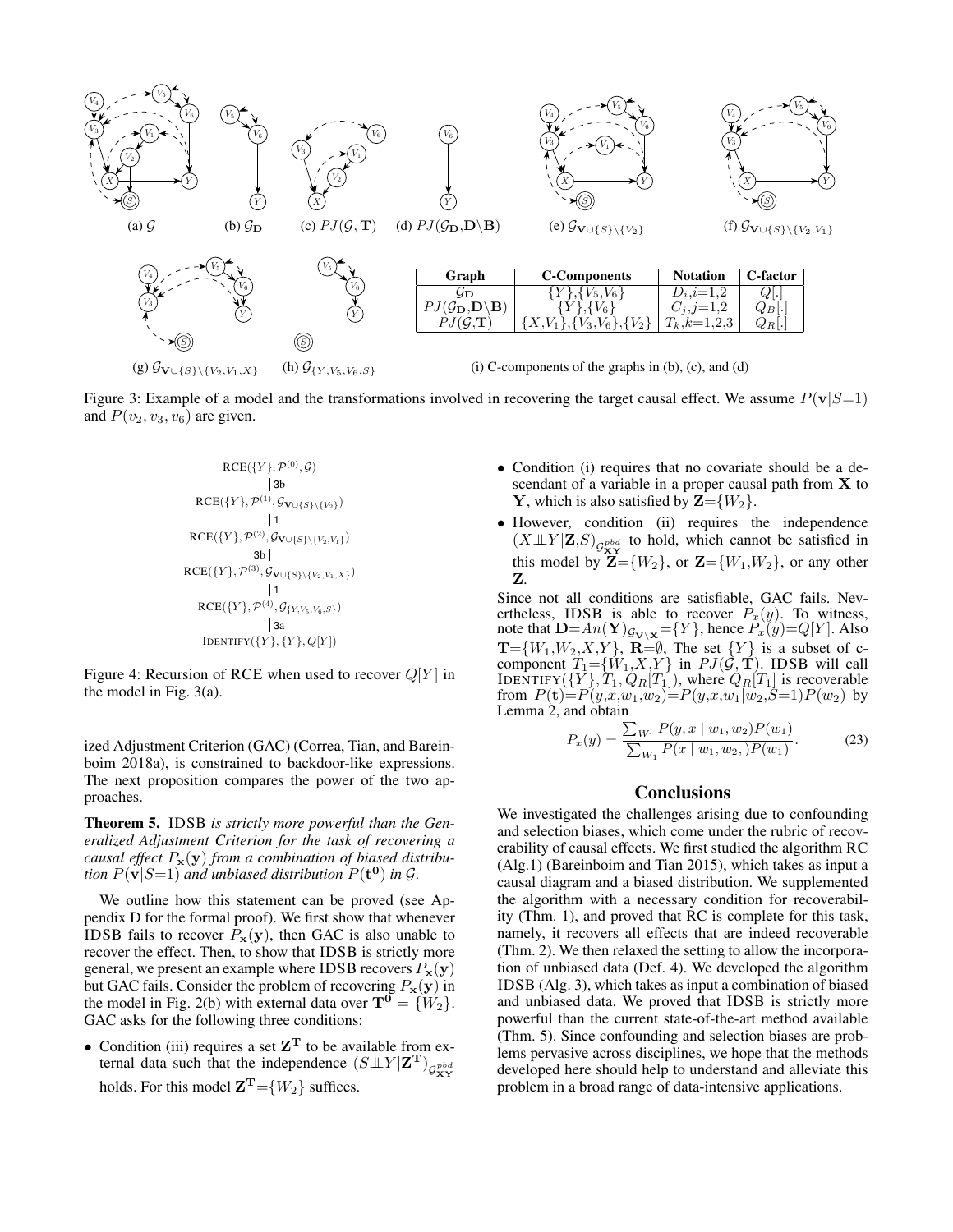(a) $\mathcal{G}$ (b) $\mathcal{G}_{\mathbf{D}}$ (c) $PJ(\mathcal{G},\mathbf{T})$ (d) $PJ(\mathcal{G}_{\mathbf{D}},\mathbf{D}\backslash\mathbf{B})$ (e) $\mathcal{G}_{\mathbf{V}\cup\{S\}\backslash\{V_2\}}$ (f) $\mathcal{G}_{\mathbf{V}\cup\{S\}\backslash\{V_2,V_1\}}$

(g) $\mathcal{G}_{\mathbf{V}\cup\{S\}\backslash\{V_2,V_1,X\}}$ (h) $\mathcal{G}_{\{Y,V_5,V_6,S\}}$

| Graph | C-Components | Notation | C-factor |
|---|---|---|---|
| $\mathcal{G}_{\mathbf{D}}$ | $\{Y\}$,$\{V_5,V_6\}$ | $D_i$,$i$=1,2 | $Q[.]$ |
| $PJ(\mathcal{G}_{\mathbf{D}},\mathbf{D}\backslash\mathbf{B})$ | $\{Y\}$,$\{V_6\}$ | $C_j$,$j$=1,2 | $Q_B[.]$ |
| $PJ(\mathcal{G},\mathbf{T})$ | $\{X,V_1\}$,$\{V_3,V_6\}$,$\{V_2\}$ | $T_k$,$k$=1,2,3 | $Q_R[.]$ |

(i) C-components of the graphs in (b), (c), and (d)

Figure 3: Example of a model and the transformations involved in recovering the target causal effect. We assume $P(\mathbf{v}|S{=}1)$ and $P(v_2, v_3, v_6)$ are given.

$$
\begin{array}{c}
\text{RCE}(\{Y\}, \mathcal{P}^{(0)}, \mathcal{G}) \\
\big| \, 3b \\
\text{RCE}(\{Y\}, \mathcal{P}^{(1)}, \mathcal{G}_{\mathbf{V}\cup\{S\}\backslash\{V_2\}}) \\
\big| \, 1 \\
\text{RCE}(\{Y\}, \mathcal{P}^{(2)}, \mathcal{G}_{\mathbf{V}\cup\{S\}\backslash\{V_2,V_1\}}) \\
3b \, \big| \\
\text{RCE}(\{Y\}, \mathcal{P}^{(3)}, \mathcal{G}_{\mathbf{V}\cup\{S\}\backslash\{V_2,V_1,X\}}) \\
\big| \, 1 \\
\text{RCE}(\{Y\}, \mathcal{P}^{(4)}, \mathcal{G}_{\{Y,V_5,V_6,S\}}) \\
\big| \, 3a \\
\text{IDENTIFY}(\{Y\}, \{Y\}, Q[Y])
\end{array}
$$

Figure 4: Recursion of RCE when used to recover $Q[Y]$ in the model in Fig. 3(a).

ized Adjustment Criterion (GAC) (Correa, Tian, and Bareinboim 2018a), is constrained to backdoor-like expressions. The next proposition compares the power of the two approaches.

**Theorem 5.** IDSB *is strictly more powerful than the Generalized Adjustment Criterion for the task of recovering a causal effect $P_{\mathbf{x}}(\mathbf{y})$ from a combination of biased distribution $P(\mathbf{v}|S{=}1)$ and unbiased distribution $P(\mathbf{t^0})$ in $\mathcal{G}$.*

We outline how this statement can be proved (see Appendix D for the formal proof). We first show that whenever IDSB fails to recover $P_{\mathbf{x}}(\mathbf{y})$, then GAC is also unable to recover the effect. Then, to show that IDSB is strictly more general, we present an example where IDSB recovers $P_{\mathbf{x}}(\mathbf{y})$ but GAC fails. Consider the problem of recovering $P_{\mathbf{x}}(\mathbf{y})$ in the model in Fig. 2(b) with external data over $\mathbf{T^0} = \{W_2\}$. GAC asks for the following three conditions:

- Condition (iii) requires a set $\mathbf{Z^T}$ to be available from external data such that the independence $(S \perp\!\!\!\perp Y|\mathbf{Z^T})_{\mathcal{G}^{pbd}_{\mathbf{XY}}}$ holds. For this model $\mathbf{Z^T}{=}\{W_2\}$ suffices.
- Condition (i) requires that no covariate should be a descendant of a variable in a proper causal path from $\mathbf{X}$ to $\mathbf{Y}$, which is also satisfied by $\mathbf{Z}{=}\{W_2\}$.
- However, condition (ii) requires the independence $(X \perp\!\!\!\perp Y|\mathbf{Z},S)_{\mathcal{G}^{pbd}_{\mathbf{XY}}}$ to hold, which cannot be satisfied in this model by $\mathbf{Z}{=}\{W_2\}$, or $\mathbf{Z}{=}\{W_1,W_2\}$, or any other $\mathbf{Z}$.

Since not all conditions are satisfiable, GAC fails. Nevertheless, IDSB is able to recover $P_x(y)$. To witness, note that $\mathbf{D}{=}An(\mathbf{Y})_{\mathcal{G}_{\mathbf{V}\backslash\mathbf{X}}}{=}\{Y\}$, hence $P_x(y){=}Q[Y]$. Also $\mathbf{T}{=}\{W_1,W_2,X,Y\}$, $\mathbf{R}{=}\emptyset$, The set $\{Y\}$ is a subset of c-component $T_1{=}\{W_1,X,Y\}$ in $PJ(\mathcal{G},\mathbf{T})$. IDSB will call IDENTIFY$(\{Y\},T_1,Q_R[T_1])$, where $Q_R[T_1]$ is recoverable from $P(\mathbf{t}){=}P(y,x,w_1,w_2){=}P(y,x,w_1|w_2,S{=}1)P(w_2)$ by Lemma 2, and obtain

$$
P_x(y) = \frac{\sum_{W_1} P(y, x \mid w_1, w_2) P(w_1)}{\sum_{W_1} P(x \mid w_1, w_2,) P(w_1)}. \tag{23}
$$

## Conclusions

We investigated the challenges arising due to confounding and selection biases, which come under the rubric of recoverability of causal effects. We first studied the algorithm RC (Alg.1) (Bareinboim and Tian 2015), which takes as input a causal diagram and a biased distribution. We supplemented the algorithm with a necessary condition for recoverability (Thm. 1), and proved that RC is complete for this task, namely, it recovers all effects that are indeed recoverable (Thm. 2). We then relaxed the setting to allow the incorporation of unbiased data (Def. 4). We developed the algorithm IDSB (Alg. 3), which takes as input a combination of biased and unbiased data. We proved that IDSB is strictly more powerful than the current state-of-the-art method available (Thm. 5). Since confounding and selection biases are problems pervasive across disciplines, we hope that the methods developed here should help to understand and alleviate this problem in a broad range of data-intensive applications.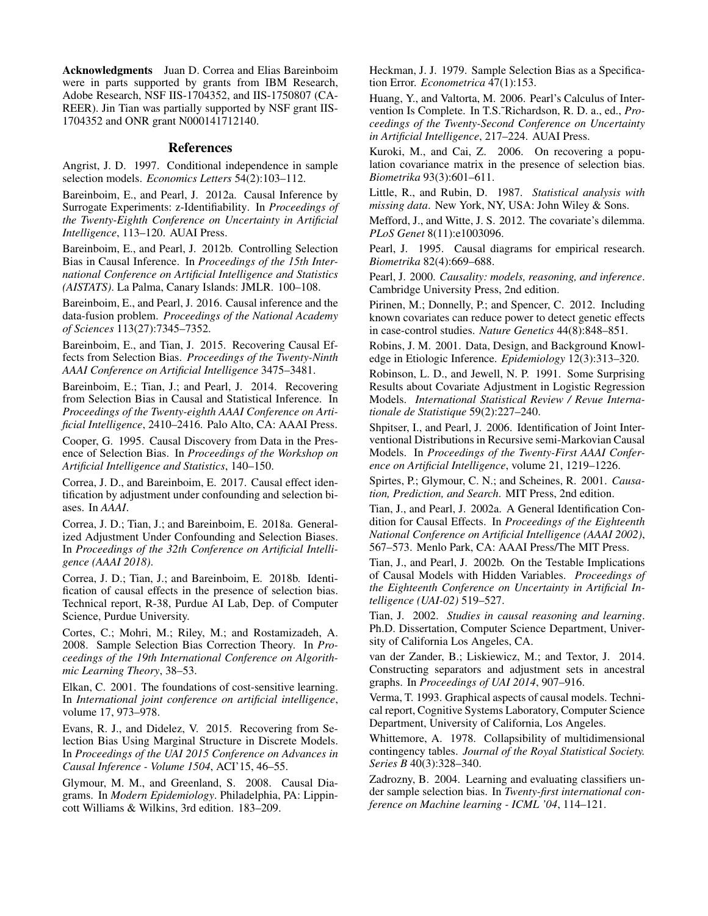**Acknowledgments** Juan D. Correa and Elias Bareinboim were in parts supported by grants from IBM Research, Adobe Research, NSF IIS-1704352, and IIS-1750807 (CAREER). Jin Tian was partially supported by NSF grant IIS-1704352 and ONR grant N000141712140.

## References

Angrist, J. D. 1997. Conditional independence in sample selection models. *Economics Letters* 54(2):103–112.

Bareinboim, E., and Pearl, J. 2012a. Causal Inference by Surrogate Experiments: z-Identifiability. In *Proceedings of the Twenty-Eighth Conference on Uncertainty in Artificial Intelligence*, 113–120. AUAI Press.

Bareinboim, E., and Pearl, J. 2012b. Controlling Selection Bias in Causal Inference. In *Proceedings of the 15th International Conference on Artificial Intelligence and Statistics (AISTATS)*. La Palma, Canary Islands: JMLR. 100–108.

Bareinboim, E., and Pearl, J. 2016. Causal inference and the data-fusion problem. *Proceedings of the National Academy of Sciences* 113(27):7345–7352.

Bareinboim, E., and Tian, J. 2015. Recovering Causal Effects from Selection Bias. *Proceedings of the Twenty-Ninth AAAI Conference on Artificial Intelligence* 3475–3481.

Bareinboim, E.; Tian, J.; and Pearl, J. 2014. Recovering from Selection Bias in Causal and Statistical Inference. In *Proceedings of the Twenty-eighth AAAI Conference on Artificial Intelligence*, 2410–2416. Palo Alto, CA: AAAI Press.

Cooper, G. 1995. Causal Discovery from Data in the Presence of Selection Bias. In *Proceedings of the Workshop on Artificial Intelligence and Statistics*, 140–150.

Correa, J. D., and Bareinboim, E. 2017. Causal effect identification by adjustment under confounding and selection biases. In *AAAI*.

Correa, J. D.; Tian, J.; and Bareinboim, E. 2018a. Generalized Adjustment Under Confounding and Selection Biases. In *Proceedings of the 32th Conference on Artificial Intelligence (AAAI 2018)*.

Correa, J. D.; Tian, J.; and Bareinboim, E. 2018b. Identification of causal effects in the presence of selection bias. Technical report, R-38, Purdue AI Lab, Dep. of Computer Science, Purdue University.

Cortes, C.; Mohri, M.; Riley, M.; and Rostamizadeh, A. 2008. Sample Selection Bias Correction Theory. In *Proceedings of the 19th International Conference on Algorithmic Learning Theory*, 38–53.

Elkan, C. 2001. The foundations of cost-sensitive learning. In *International joint conference on artificial intelligence*, volume 17, 973–978.

Evans, R. J., and Didelez, V. 2015. Recovering from Selection Bias Using Marginal Structure in Discrete Models. In *Proceedings of the UAI 2015 Conference on Advances in Causal Inference - Volume 1504*, ACI'15, 46–55.

Glymour, M. M., and Greenland, S. 2008. Causal Diagrams. In *Modern Epidemiology*. Philadelphia, PA: Lippincott Williams & Wilkins, 3rd edition. 183–209.

Heckman, J. J. 1979. Sample Selection Bias as a Specification Error. *Econometrica* 47(1):153.

Huang, Y., and Valtorta, M. 2006. Pearl's Calculus of Intervention Is Complete. In T.S.~Richardson, R. D. a., ed., *Proceedings of the Twenty-Second Conference on Uncertainty in Artificial Intelligence*, 217–224. AUAI Press.

Kuroki, M., and Cai, Z. 2006. On recovering a population covariance matrix in the presence of selection bias. *Biometrika* 93(3):601–611.

Little, R., and Rubin, D. 1987. *Statistical analysis with missing data*. New York, NY, USA: John Wiley & Sons.

Mefford, J., and Witte, J. S. 2012. The covariate's dilemma. *PLoS Genet* 8(11):e1003096.

Pearl, J. 1995. Causal diagrams for empirical research. *Biometrika* 82(4):669–688.

Pearl, J. 2000. *Causality: models, reasoning, and inference*. Cambridge University Press, 2nd edition.

Pirinen, M.; Donnelly, P.; and Spencer, C. 2012. Including known covariates can reduce power to detect genetic effects in case-control studies. *Nature Genetics* 44(8):848–851.

Robins, J. M. 2001. Data, Design, and Background Knowledge in Etiologic Inference. *Epidemiology* 12(3):313–320.

Robinson, L. D., and Jewell, N. P. 1991. Some Surprising Results about Covariate Adjustment in Logistic Regression Models. *International Statistical Review / Revue Internationale de Statistique* 59(2):227–240.

Shpitser, I., and Pearl, J. 2006. Identification of Joint Interventional Distributions in Recursive semi-Markovian Causal Models. In *Proceedings of the Twenty-First AAAI Conference on Artificial Intelligence*, volume 21, 1219–1226.

Spirtes, P.; Glymour, C. N.; and Scheines, R. 2001. *Causation, Prediction, and Search*. MIT Press, 2nd edition.

Tian, J., and Pearl, J. 2002a. A General Identification Condition for Causal Effects. In *Proceedings of the Eighteenth National Conference on Artificial Intelligence (AAAI 2002)*, 567–573. Menlo Park, CA: AAAI Press/The MIT Press.

Tian, J., and Pearl, J. 2002b. On the Testable Implications of Causal Models with Hidden Variables. *Proceedings of the Eighteenth Conference on Uncertainty in Artificial Intelligence (UAI-02)* 519–527.

Tian, J. 2002. *Studies in causal reasoning and learning*. Ph.D. Dissertation, Computer Science Department, University of California Los Angeles, CA.

van der Zander, B.; Liskiewicz, M.; and Textor, J. 2014. Constructing separators and adjustment sets in ancestral graphs. In *Proceedings of UAI 2014*, 907–916.

Verma, T. 1993. Graphical aspects of causal models. Technical report, Cognitive Systems Laboratory, Computer Science Department, University of California, Los Angeles.

Whittemore, A. 1978. Collapsibility of multidimensional contingency tables. *Journal of the Royal Statistical Society. Series B* 40(3):328–340.

Zadrozny, B. 2004. Learning and evaluating classifiers under sample selection bias. In *Twenty-first international conference on Machine learning - ICML '04*, 114–121.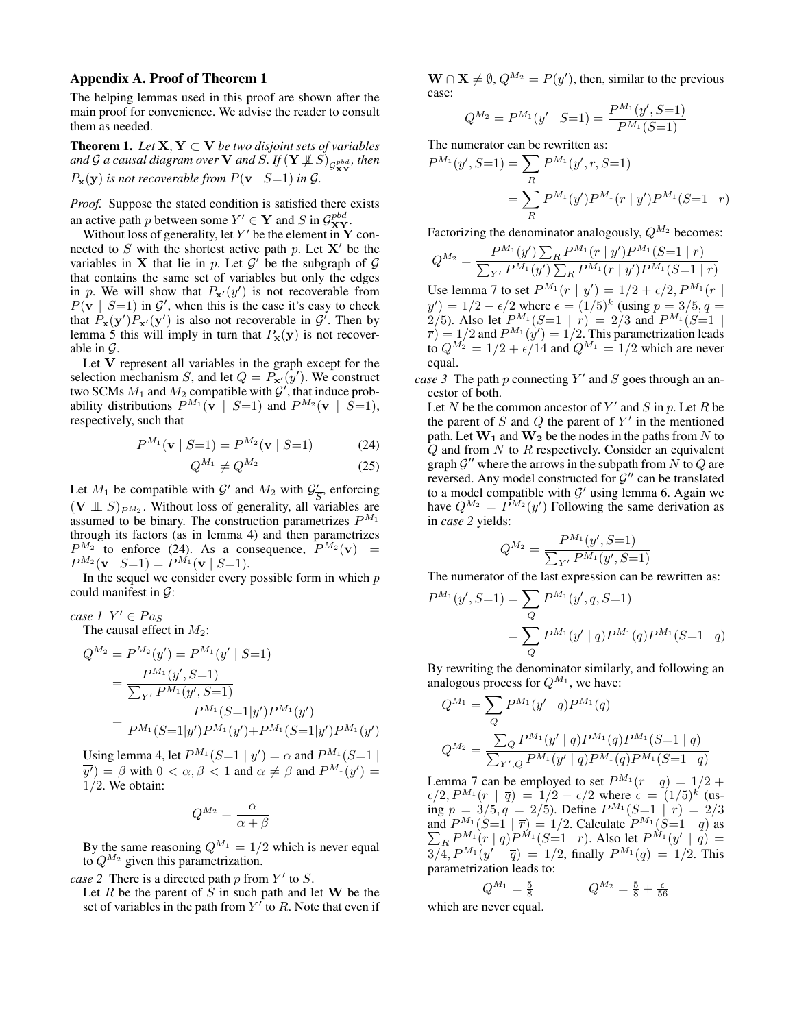## Appendix A. Proof of Theorem 1

The helping lemmas used in this proof are shown after the main proof for convenience. We advise the reader to consult them as needed.

**Theorem 1.** *Let $\mathbf{X}, \mathbf{Y} \subset \mathbf{V}$ be two disjoint sets of variables and $\mathcal{G}$ a causal diagram over $\mathbf{V}$ and $S$. If $(\mathbf{Y} \not\perp\!\!\!\perp S)_{\mathcal{G}^{pbd}_{\mathbf{XY}}}$, then $P_{\mathbf{x}}(\mathbf{y})$ is not recoverable from $P(\mathbf{v} \mid S{=}1)$ in $\mathcal{G}$.*

*Proof.* Suppose the stated condition is satisfied there exists an active path $p$ between some $Y' \in \mathbf{Y}$ and $S$ in $\mathcal{G}^{pbd}_{\mathbf{XY}}$.

Without loss of generality, let $Y'$ be the element in $\mathbf{Y}$ connected to $S$ with the shortest active path $p$. Let $\mathbf{X}'$ be the variables in $\mathbf{X}$ that lie in $p$. Let $\mathcal{G}'$ be the subgraph of $\mathcal{G}$ that contains the same set of variables but only the edges in $p$. We will show that $P_{\mathbf{x}'}(y')$ is not recoverable from $P(\mathbf{v} \mid S{=}1)$ in $\mathcal{G}'$, when this is the case it's easy to check that $P_{\mathbf{x}}(\mathbf{y}')P_{\mathbf{x}'}(\mathbf{y}')$ is also not recoverable in $\mathcal{G}'$. Then by lemma 5 this will imply in turn that $P_{\mathbf{x}}(\mathbf{y})$ is not recoverable in $\mathcal{G}$.

Let $\mathbf{V}$ represent all variables in the graph except for the selection mechanism $S$, and let $Q = P_{\mathbf{x}'}(y')$. We construct two SCMs $M_1$ and $M_2$ compatible with $\mathcal{G}'$, that induce probability distributions $P^{M_1}(\mathbf{v} \mid S{=}1)$ and $P^{M_2}(\mathbf{v} \mid S{=}1)$, respectively, such that

$$P^{M_1}(\mathbf{v} \mid S{=}1) = P^{M_2}(\mathbf{v} \mid S{=}1) \tag{24}$$

$$Q^{M_1} \neq Q^{M_2} \tag{25}$$

Let $M_1$ be compatible with $\mathcal{G}'$ and $M_2$ with $\mathcal{G}'_{\underline{S}}$, enforcing $(\mathbf{V} \perp\!\!\!\perp S)_{P^{M_2}}$. Without loss of generality, all variables are assumed to be binary. The construction parametrizes $P^{M_1}$ through its factors (as in lemma 4) and then parametrizes $P^{M_2}$ to enforce (24). As a consequence, $P^{M_2}(\mathbf{v}) = P^{M_2}(\mathbf{v} \mid S{=}1) = P^{M_1}(\mathbf{v} \mid S{=}1)$.

In the sequel we consider every possible form in which $p$ could manifest in $\mathcal{G}$:

*case 1* $Y' \in Pa_S$

The causal effect in $M_2$:

$$
\begin{aligned}
Q^{M_2} &= P^{M_2}(y') = P^{M_1}(y' \mid S{=}1) \\
&= \frac{P^{M_1}(y', S{=}1)}{\sum_{Y'} P^{M_1}(y', S{=}1)} \\
&= \frac{P^{M_1}(S{=}1|y')P^{M_1}(y')}{P^{M_1}(S{=}1|y')P^{M_1}(y') + P^{M_1}(S{=}1|\overline{y'})P^{M_1}(\overline{y'})}
\end{aligned}
$$

Using lemma 4, let $P^{M_1}(S{=}1 \mid y') = \alpha$ and $P^{M_1}(S{=}1 \mid \overline{y'}) = \beta$ with $0 < \alpha, \beta < 1$ and $\alpha \neq \beta$ and $P^{M_1}(y') = 1/2$. We obtain:

$$Q^{M_2} = \frac{\alpha}{\alpha + \beta}$$

By the same reasoning $Q^{M_1} = 1/2$ which is never equal to $Q^{M_2}$ given this parametrization.

*case 2* There is a directed path $p$ from $Y'$ to $S$.

Let $R$ be the parent of $S$ in such path and let $\mathbf{W}$ be the set of variables in the path from $Y'$ to $R$. Note that even if $\mathbf{W} \cap \mathbf{X} \neq \emptyset$, $Q^{M_2} = P(y')$, then, similar to the previous case:

$$Q^{M_2} = P^{M_1}(y' \mid S{=}1) = \frac{P^{M_1}(y', S{=}1)}{P^{M_1}(S{=}1)}$$

The numerator can be rewritten as:

$$
\begin{aligned}
P^{M_1}(y', S{=}1) &= \sum_R P^{M_1}(y', r, S{=}1) \\
&= \sum_R P^{M_1}(y')P^{M_1}(r \mid y')P^{M_1}(S{=}1 \mid r)
\end{aligned}
$$

Factorizing the denominator analogously, $Q^{M_2}$ becomes:

$$Q^{M_2} = \frac{P^{M_1}(y') \sum_R P^{M_1}(r \mid y')P^{M_1}(S{=}1 \mid r)}{\sum_{Y'} P^{M_1}(y') \sum_R P^{M_1}(r \mid y')P^{M_1}(S{=}1 \mid r)}$$

Use lemma 7 to set $P^{M_1}(r \mid y') = 1/2 + \epsilon/2$, $P^{M_1}(r \mid \overline{y'}) = 1/2 - \epsilon/2$ where $\epsilon = (1/5)^k$ (using $p = 3/5, q = 2/5$). Also let $P^{M_1}(S{=}1 \mid r) = 2/3$ and $P^{M_1}(S{=}1 \mid \overline{r}) = 1/2$ and $P^{M_1}(y') = 1/2$. This parametrization leads to $Q^{M_2} = 1/2 + \epsilon/14$ and $Q^{M_1} = 1/2$ which are never equal.

*case 3* The path $p$ connecting $Y'$ and $S$ goes through an ancestor of both.

Let $N$ be the common ancestor of $Y'$ and $S$ in $p$. Let $R$ be the parent of $S$ and $Q$ the parent of $Y'$ in the mentioned path. Let $\mathbf{W_1}$ and $\mathbf{W_2}$ be the nodes in the paths from $N$ to $Q$ and from $N$ to $R$ respectively. Consider an equivalent graph $\mathcal{G}''$ where the arrows in the subpath from $N$ to $Q$ are reversed. Any model constructed for $\mathcal{G}''$ can be translated to a model compatible with $\mathcal{G}'$ using lemma 6. Again we have $Q^{M_2} = P^{M_2}(y')$ Following the same derivation as in *case 2* yields:

$$Q^{M_2} = \frac{P^{M_1}(y', S{=}1)}{\sum_{Y'} P^{M_1}(y', S{=}1)}$$

The numerator of the last expression can be rewritten as:

$$
\begin{aligned}
P^{M_1}(y', S{=}1) &= \sum_Q P^{M_1}(y', q, S{=}1) \\
&= \sum_Q P^{M_1}(y' \mid q)P^{M_1}(q)P^{M_1}(S{=}1 \mid q)
\end{aligned}
$$

By rewriting the denominator similarly, and following an analogous process for $Q^{M_1}$, we have:

$$Q^{M_1} = \sum_Q P^{M_1}(y' \mid q)P^{M_1}(q)$$

$$Q^{M_2} = \frac{\sum_Q P^{M_1}(y' \mid q)P^{M_1}(q)P^{M_1}(S{=}1 \mid q)}{\sum_{Y',Q} P^{M_1}(y' \mid q)P^{M_1}(q)P^{M_1}(S{=}1 \mid q)}$$

Lemma 7 can be employed to set $P^{M_1}(r \mid q) = 1/2 + \epsilon/2$, $P^{M_1}(r \mid \overline{q}) = 1/2 - \epsilon/2$ where $\epsilon = (1/5)^k$ (using $p = 3/5, q = 2/5$). Define $P^{M_1}(S{=}1 \mid r) = 2/3$ and $P^{M_1}(S{=}1 \mid \overline{r}) = 1/2$. Calculate $P^{M_1}(S{=}1 \mid q)$ as $\sum_R P^{M_1}(r \mid q)P^{M_1}(S{=}1 \mid r)$. Also let $P^{M_1}(y' \mid q) = 3/4$, $P^{M_1}(y' \mid \overline{q}) = 1/2$, finally $P^{M_1}(q) = 1/2$. This parametrization leads to:

$$Q^{M_1} = \tfrac{5}{8} \qquad\qquad Q^{M_2} = \tfrac{5}{8} + \tfrac{\epsilon}{56}$$

which are never equal.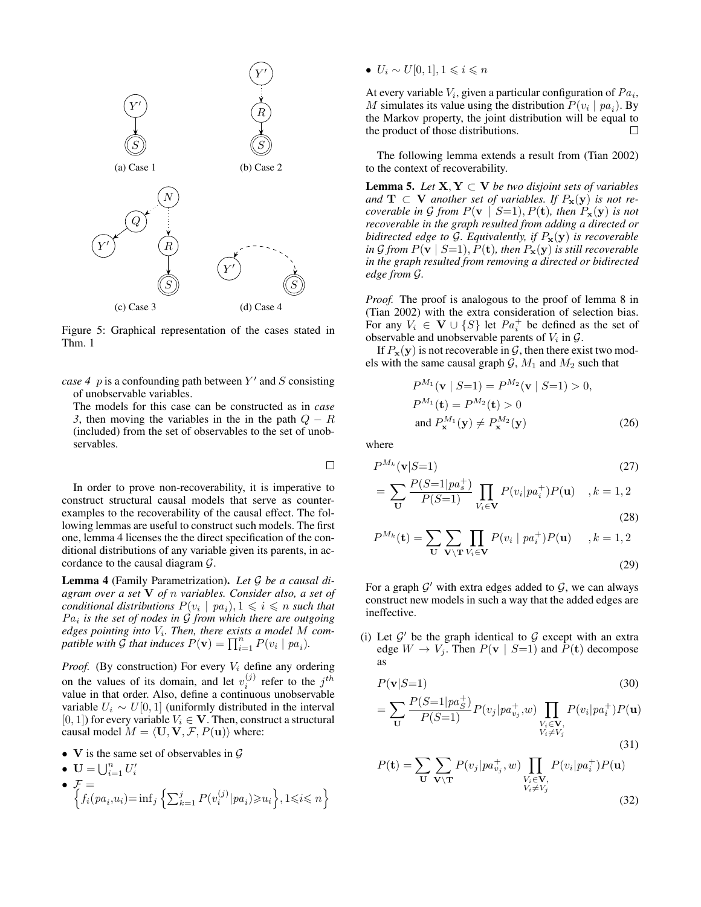(a) Case 1

(b) Case 2

(c) Case 3

(d) Case 4

Figure 5: Graphical representation of the cases stated in Thm. 1

*case 4* $p$ is a confounding path between $Y'$ and $S$ consisting of unobservable variables.
The models for this case can be constructed as in *case 3*, then moving the variables in the in the path $Q - R$ (included) from the set of observables to the set of unobservables.

$\square$

In order to prove non-recoverability, it is imperative to construct structural causal models that serve as counterexamples to the recoverability of the causal effect. The following lemmas are useful to construct such models. The first one, lemma 4 licenses the the direct specification of the conditional distributions of any variable given its parents, in accordance to the causal diagram $\mathcal{G}$.

**Lemma 4** (Family Parametrization)**.** *Let $\mathcal{G}$ be a causal diagram over a set $\mathbf{V}$ of $n$ variables. Consider also, a set of conditional distributions $P(v_i \mid pa_i), 1 \leqslant i \leqslant n$ such that $Pa_i$ is the set of nodes in $\mathcal{G}$ from which there are outgoing edges pointing into $V_i$. Then, there exists a model $M$ compatible with $\mathcal{G}$ that induces $P(\mathbf{v}) = \prod_{i=1}^{n} P(v_i \mid pa_i)$.*

*Proof.* (By construction) For every $V_i$ define any ordering on the values of its domain, and let $v_i^{(j)}$ refer to the $j^{th}$ value in that order. Also, define a continuous unobservable variable $U_i \sim U[0,1]$ (uniformly distributed in the interval $[0,1]$) for every variable $V_i \in \mathbf{V}$. Then, construct a structural causal model $M = \langle \mathbf{U}, \mathbf{V}, \mathcal{F}, P(\mathbf{u}) \rangle$ where:

- $\mathbf{V}$ is the same set of observables in $\mathcal{G}$
- $\mathbf{U} = \bigcup_{i=1}^{n} U_i'$
- $\mathcal{F} = \left\{ f_i(pa_i, u_i) = \inf_j \left\{ \sum_{k=1}^{j} P(v_i^{(j)} \mid pa_i) \geqslant u_i \right\}, 1 \leqslant i \leqslant n \right\}$
- $U_i \sim U[0,1], 1 \leqslant i \leqslant n$

At every variable $V_i$, given a particular configuration of $Pa_i$, $M$ simulates its value using the distribution $P(v_i \mid pa_i)$. By the Markov property, the joint distribution will be equal to the product of those distributions. $\square$

The following lemma extends a result from (Tian 2002) to the context of recoverability.

**Lemma 5.** *Let $\mathbf{X}, \mathbf{Y} \subset \mathbf{V}$ be two disjoint sets of variables and $\mathbf{T} \subset \mathbf{V}$ another set of variables. If $P_{\mathbf{x}}(\mathbf{y})$ is not recoverable in $\mathcal{G}$ from $P(\mathbf{v} \mid S{=}1), P(\mathbf{t})$, then $P_{\mathbf{x}}(\mathbf{y})$ is not recoverable in the graph resulted from adding a directed or bidirected edge to $\mathcal{G}$. Equivalently, if $P_{\mathbf{x}}(\mathbf{y})$ is recoverable in $\mathcal{G}$ from $P(\mathbf{v} \mid S{=}1), P(\mathbf{t})$, then $P_{\mathbf{x}}(\mathbf{y})$ is still recoverable in the graph resulted from removing a directed or bidirected edge from $\mathcal{G}$.*

*Proof.* The proof is analogous to the proof of lemma 8 in (Tian 2002) with the extra consideration of selection bias. For any $V_i \in \mathbf{V} \cup \{S\}$ let $Pa_i^+$ be defined as the set of observable and unobservable parents of $V_i$ in $\mathcal{G}$.

If $P_{\mathbf{x}}(\mathbf{y})$ is not recoverable in $\mathcal{G}$, then there exist two models with the same causal graph $\mathcal{G}$, $M_1$ and $M_2$ such that

$$
\begin{aligned}
&P^{M_1}(\mathbf{v} \mid S{=}1) = P^{M_2}(\mathbf{v} \mid S{=}1) > 0, \\
&P^{M_1}(\mathbf{t}) = P^{M_2}(\mathbf{t}) > 0 \\
&\text{and } P_{\mathbf{x}}^{M_1}(\mathbf{y}) \neq P_{\mathbf{x}}^{M_2}(\mathbf{y})
\end{aligned}
\tag{26}
$$

where

$$
P^{M_k}(\mathbf{v} \mid S{=}1) \tag{27}
$$

$$
= \sum_{\mathbf{U}} \frac{P(S{=}1 \mid pa_s^+)}{P(S{=}1)} \prod_{V_i \in \mathbf{V}} P(v_i \mid pa_i^+) P(\mathbf{u}) \quad , k = 1,2 \tag{28}
$$

$$
P^{M_k}(\mathbf{t}) = \sum_{\mathbf{U}} \sum_{\mathbf{V} \setminus \mathbf{T}} \prod_{V_i \in \mathbf{V}} P(v_i \mid pa_i^+) P(\mathbf{u}) \quad , k = 1,2 \tag{29}
$$

For a graph $\mathcal{G}'$ with extra edges added to $\mathcal{G}$, we can always construct new models in such a way that the added edges are ineffective.

(i) Let $\mathcal{G}'$ be the graph identical to $\mathcal{G}$ except with an extra edge $W \to V_j$. Then $P(\mathbf{v} \mid S{=}1)$ and $P(\mathbf{t})$ decompose as

$$
P(\mathbf{v} \mid S{=}1) \tag{30}
$$

$$
= \sum_{\mathbf{U}} \frac{P(S{=}1 \mid pa_S^+)}{P(S{=}1)} P(v_j \mid pa_{v_j}^+, w) \prod_{\substack{V_i \in \mathbf{V}, \\ V_i \neq V_j}} P(v_i \mid pa_i^+) P(\mathbf{u}) \tag{31}
$$

$$
P(\mathbf{t}) = \sum_{\mathbf{U}} \sum_{\mathbf{V} \setminus \mathbf{T}} P(v_j \mid pa_{v_j}^+, w) \prod_{\substack{V_i \in \mathbf{V}, \\ V_i \neq V_j}} P(v_i \mid pa_i^+) P(\mathbf{u}) \tag{32}
$$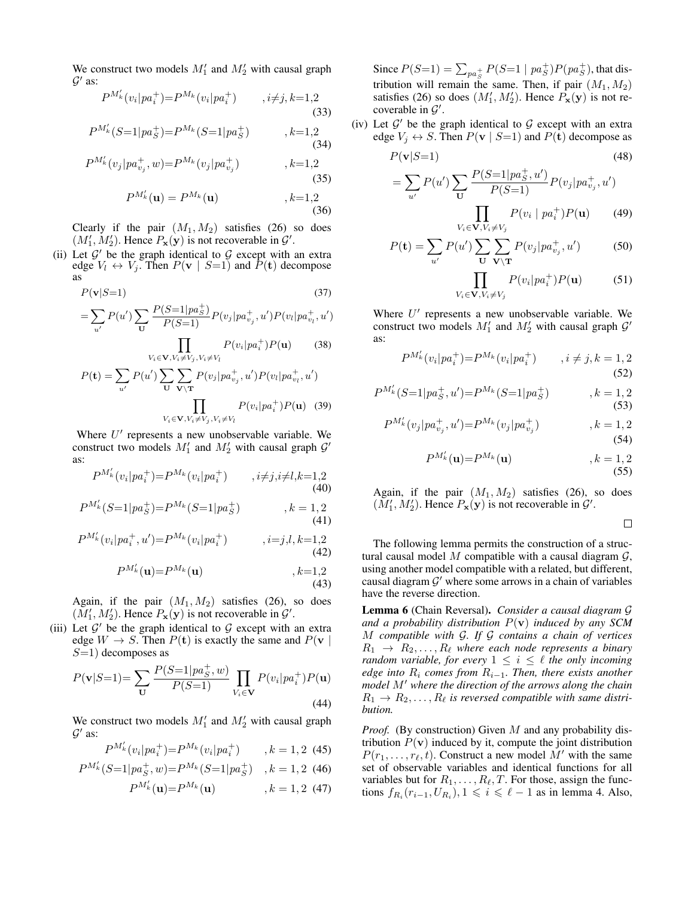We construct two models $M_1'$ and $M_2'$ with causal graph $\mathcal{G}'$ as:

$$P^{M_k'}(v_i|pa_i^+)=P^{M_k}(v_i|pa_i^+) \qquad ,i{\neq}j,k{=}1{,}2 \tag{33}$$

$$P^{M_k'}(S{=}1|pa_S^+)=P^{M_k}(S{=}1|pa_S^+) \qquad ,k{=}1{,}2 \tag{34}$$

$$P^{M_k'}(v_j|pa_{v_j}^+,w)=P^{M_k}(v_j|pa_{v_j}^+) \qquad ,k{=}1{,}2 \tag{35}$$

$$P^{M_k'}(\mathbf{u})=P^{M_k}(\mathbf{u}) \qquad ,k{=}1{,}2 \tag{36}$$

Clearly if the pair $(M_1, M_2)$ satisfies (26) so does $(M_1', M_2')$. Hence $P_{\mathbf{x}}(\mathbf{y})$ is not recoverable in $\mathcal{G}'$.

(ii) Let $\mathcal{G}'$ be the graph identical to $\mathcal{G}$ except with an extra edge $V_l \leftrightarrow V_j$. Then $P(\mathbf{v} \mid S{=}1)$ and $P(\mathbf{t})$ decompose as

$$P(\mathbf{v}|S{=}1) \tag{37}$$

$$=\sum_{u'} P(u')\sum_{\mathbf{U}} \frac{P(S{=}1|pa_S^+)}{P(S{=}1)} P(v_j|pa_{v_j}^+,u')P(v_l|pa_{v_l}^+,u') \prod_{V_i\in\mathbf{V},V_i\neq V_j,V_i\neq V_l} P(v_i|pa_i^+)P(\mathbf{u}) \tag{38}$$

$$P(\mathbf{t})=\sum_{u'} P(u')\sum_{\mathbf{U}}\sum_{\mathbf{V}\setminus\mathbf{T}} P(v_j|pa_{v_j}^+,u')P(v_l|pa_{v_l}^+,u') \prod_{V_i\in\mathbf{V},V_i\neq V_j,V_i\neq V_l} P(v_i|pa_i^+)P(\mathbf{u}) \tag{39}$$

Where $U'$ represents a new unobservable variable. We construct two models $M_1'$ and $M_2'$ with causal graph $\mathcal{G}'$ as:

$$P^{M_k'}(v_i|pa_i^+)=P^{M_k}(v_i|pa_i^+) \qquad ,i{\neq}j,i{\neq}l,k{=}1{,}2 \tag{40}$$

$$P^{M_k'}(S{=}1|pa_S^+)=P^{M_k}(S{=}1|pa_S^+) \qquad ,k=1,2 \tag{41}$$

$$P^{M_k'}(v_i|pa_i^+,u')=P^{M_k}(v_i|pa_i^+) \qquad ,i{=}j,l,k{=}1{,}2 \tag{42}$$

$$P^{M_k'}(\mathbf{u})=P^{M_k}(\mathbf{u}) \qquad ,k{=}1{,}2 \tag{43}$$

Again, if the pair $(M_1, M_2)$ satisfies (26), so does $(M_1', M_2')$. Hence $P_{\mathbf{x}}(\mathbf{y})$ is not recoverable in $\mathcal{G}'$.

(iii) Let $\mathcal{G}'$ be the graph identical to $\mathcal{G}$ except with an extra edge $W \rightarrow S$. Then $P(\mathbf{t})$ is exactly the same and $P(\mathbf{v} \mid S{=}1)$ decomposes as

$$P(\mathbf{v}|S{=}1)=\sum_{\mathbf{U}} \frac{P(S{=}1|pa_S^+,w)}{P(S{=}1)} \prod_{V_i\in\mathbf{V}} P(v_i|pa_i^+)P(\mathbf{u}) \tag{44}$$

We construct two models $M_1'$ and $M_2'$ with causal graph $\mathcal{G}'$ as:

$$P^{M_k'}(v_i|pa_i^+)=P^{M_k}(v_i|pa_i^+) \qquad ,k=1,2 \tag{45}$$

$$P^{M_k'}(S{=}1|pa_S^+,w)=P^{M_k}(S{=}1|pa_S^+) \qquad ,k=1,2 \tag{46}$$

$$P^{M_k'}(\mathbf{u})=P^{M_k}(\mathbf{u}) \qquad ,k=1,2 \tag{47}$$

Since $P(S{=}1)=\sum_{pa_S^+} P(S{=}1 \mid pa_S^+)P(pa_S^+)$, that distribution will remain the same. Then, if pair $(M_1, M_2)$ satisfies (26) so does $(M_1', M_2')$. Hence $P_{\mathbf{x}}(\mathbf{y})$ is not recoverable in $\mathcal{G}'$.

(iv) Let $\mathcal{G}'$ be the graph identical to $\mathcal{G}$ except with an extra edge $V_j \leftrightarrow S$. Then $P(\mathbf{v} \mid S{=}1)$ and $P(\mathbf{t})$ decompose as

$$P(\mathbf{v}|S{=}1) \tag{48}$$

$$=\sum_{u'} P(u')\sum_{\mathbf{U}} \frac{P(S{=}1|pa_S^+,u')}{P(S{=}1)} P(v_j|pa_{v_j}^+,u') \prod_{V_i\in\mathbf{V},V_i\neq V_j} P(v_i \mid pa_i^+)P(\mathbf{u}) \tag{49}$$

$$P(\mathbf{t})=\sum_{u'} P(u')\sum_{\mathbf{U}}\sum_{\mathbf{V}\setminus\mathbf{T}} P(v_j|pa_{v_j}^+,u') \tag{50}$$

$$\prod_{V_i\in\mathbf{V},V_i\neq V_j} P(v_i|pa_i^+)P(\mathbf{u}) \tag{51}$$

Where $U'$ represents a new unobservable variable. We construct two models $M_1'$ and $M_2'$ with causal graph $\mathcal{G}'$ as:

$$P^{M_k'}(v_i|pa_i^+)=P^{M_k}(v_i|pa_i^+) \qquad ,i\neq j,k=1,2 \tag{52}$$

$$P^{M_k'}(S{=}1|pa_S^+,u')=P^{M_k}(S{=}1|pa_S^+) \qquad ,k=1,2 \tag{53}$$

$$P^{M_k'}(v_j|pa_{v_j}^+,u')=P^{M_k}(v_j|pa_{v_j}^+) \qquad ,k=1,2 \tag{54}$$

$$P^{M_k'}(\mathbf{u})=P^{M_k}(\mathbf{u}) \qquad ,k=1,2 \tag{55}$$

Again, if the pair $(M_1, M_2)$ satisfies (26), so does $(M_1', M_2')$. Hence $P_{\mathbf{x}}(\mathbf{y})$ is not recoverable in $\mathcal{G}'$.

□

The following lemma permits the construction of a structural causal model $M$ compatible with a causal diagram $\mathcal{G}$, using another model compatible with a related, but different, causal diagram $\mathcal{G}'$ where some arrows in a chain of variables have the reverse direction.

**Lemma 6** (Chain Reversal). *Consider a causal diagram $\mathcal{G}$ and a probability distribution $P(\mathbf{v})$ induced by any SCM $M$ compatible with $\mathcal{G}$. If $\mathcal{G}$ contains a chain of vertices $R_1 \rightarrow R_2, \ldots, R_\ell$ where each node represents a binary random variable, for every $1 \le i \le \ell$ the only incoming edge into $R_i$ comes from $R_{i-1}$. Then, there exists another model $M'$ where the direction of the arrows along the chain $R_1 \rightarrow R_2, \ldots, R_\ell$ is reversed compatible with same distribution.*

*Proof.* (By construction) Given $M$ and any probability distribution $P(\mathbf{v})$ induced by it, compute the joint distribution $P(r_1, \ldots, r_\ell, t)$. Construct a new model $M'$ with the same set of observable variables and identical functions for all variables but for $R_1, \ldots, R_\ell, T$. For those, assign the functions $f_{R_i}(r_{i-1}, U_{R_i}), 1 \leqslant i \leqslant \ell-1$ as in lemma 4. Also,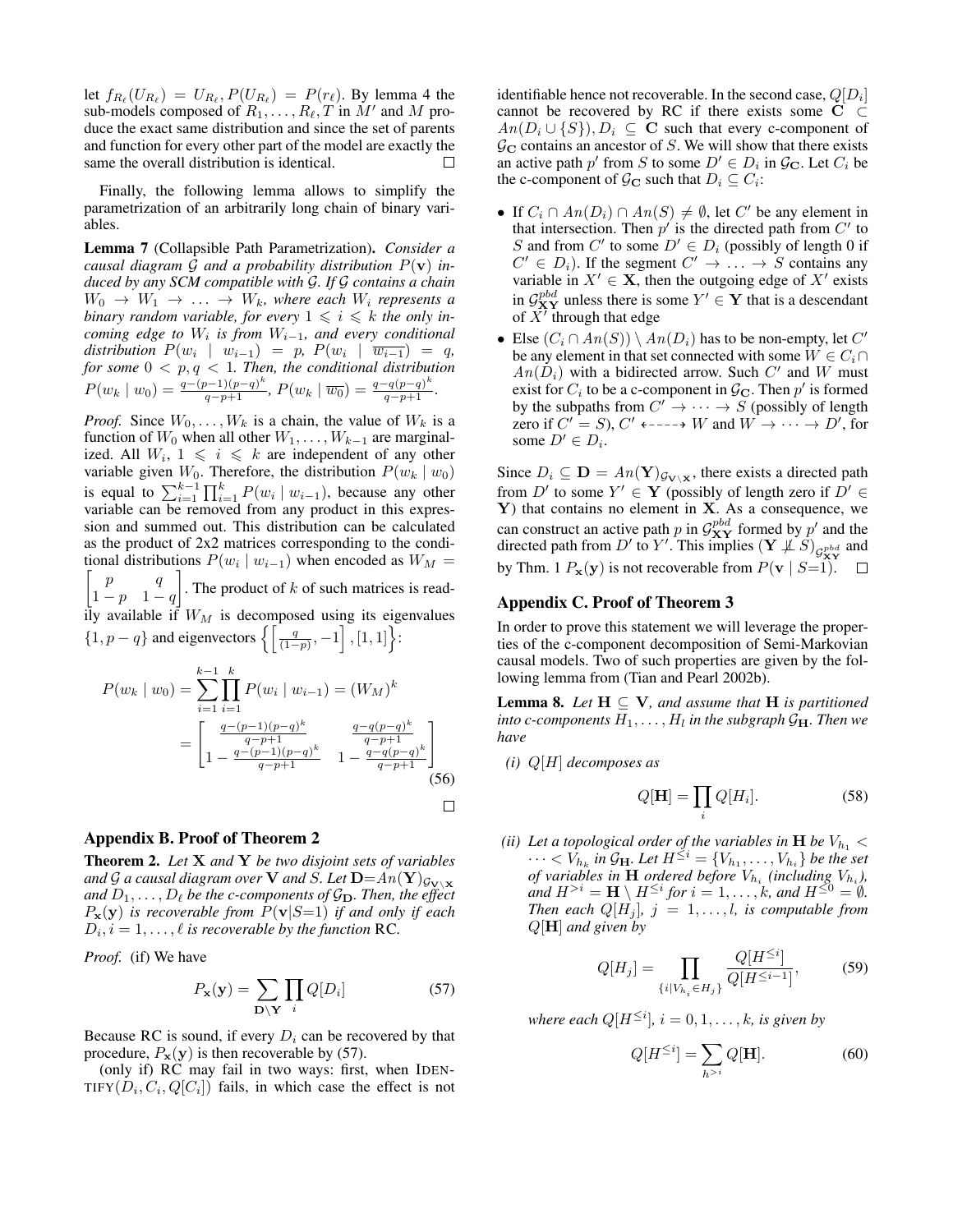let $f_{R_\ell}(U_{R_\ell}) = U_{R_\ell}, P(U_{R_\ell}) = P(r_\ell)$. By lemma 4 the sub-models composed of $R_1, \dots, R_\ell, T$ in $M'$ and $M$ produce the exact same distribution and since the set of parents and function for every other part of the model are exactly the same the overall distribution is identical. □

Finally, the following lemma allows to simplify the parametrization of an arbitrarily long chain of binary variables.

**Lemma 7** (Collapsible Path Parametrization)**.** *Consider a causal diagram $\mathcal{G}$ and a probability distribution $P(\mathbf{v})$ induced by any SCM compatible with $\mathcal{G}$. If $\mathcal{G}$ contains a chain $W_0 \to W_1 \to \dots \to W_k$, where each $W_i$ represents a binary random variable, for every $1 \leqslant i \leqslant k$ the only incoming edge to $W_i$ is from $W_{i-1}$, and every conditional distribution $P(w_i \mid w_{i-1}) = p$, $P(w_i \mid \overline{w_{i-1}}) = q$, for some $0 < p, q < 1$. Then, the conditional distribution $P(w_k \mid w_0) = \frac{q-(p-1)(p-q)^k}{q-p+1}$, $P(w_k \mid \overline{w_0}) = \frac{q-q(p-q)^k}{q-p+1}$.*

*Proof.* Since $W_0, \dots, W_k$ is a chain, the value of $W_k$ is a function of $W_0$ when all other $W_1, \dots, W_{k-1}$ are marginalized. All $W_i$, $1 \leqslant i \leqslant k$ are independent of any other variable given $W_0$. Therefore, the distribution $P(w_k \mid w_0)$ is equal to $\sum_{i=1}^{k-1}\prod_{i=1}^{k} P(w_i \mid w_{i-1})$, because any other variable can be removed from any product in this expression and summed out. This distribution can be calculated as the product of 2x2 matrices corresponding to the conditional distributions $P(w_i \mid w_{i-1})$ when encoded as $W_M = \begin{bmatrix} p & q \\ 1-p & 1-q \end{bmatrix}$. The product of $k$ of such matrices is readily available if $W_M$ is decomposed using its eigenvalues $\{1, p-q\}$ and eigenvectors $\left\{\left[\frac{q}{(1-p)}, -1\right], [1,1]\right\}$:

$$
\begin{aligned}
P(w_k \mid w_0) &= \sum_{i=1}^{k-1}\prod_{i=1}^{k} P(w_i \mid w_{i-1}) = (W_M)^k \\
&= \begin{bmatrix} \frac{q-(p-1)(p-q)^k}{q-p+1} & \frac{q-q(p-q)^k}{q-p+1} \\ 1 - \frac{q-(p-1)(p-q)^k}{q-p+1} & 1 - \frac{q-q(p-q)^k}{q-p+1} \end{bmatrix}
\end{aligned} \tag{56}
$$

□

## Appendix B. Proof of Theorem 2

**Theorem 2.** *Let $\mathbf{X}$ and $\mathbf{Y}$ be two disjoint sets of variables and $\mathcal{G}$ a causal diagram over $\mathbf{V}$ and $S$. Let $\mathbf{D}{=}An(\mathbf{Y})_{\mathcal{G}_{\mathbf{V}\setminus\mathbf{X}}}$ and $D_1, \dots, D_\ell$ be the c-components of $\mathcal{G}_{\mathbf{D}}$. Then, the effect $P_{\mathbf{x}}(\mathbf{y})$ is recoverable from $P(\mathbf{v}|S{=}1)$ if and only if each $D_i, i = 1, \dots, \ell$ is recoverable by the function* RC.

*Proof.* (if) We have

$$
P_{\mathbf{x}}(\mathbf{y}) = \sum_{\mathbf{D}\setminus\mathbf{Y}} \prod_i Q[D_i] \tag{57}
$$

Because RC is sound, if every $D_i$ can be recovered by that procedure, $P_{\mathbf{x}}(\mathbf{y})$ is then recoverable by (57).

(only if) RC may fail in two ways: first, when IDENTIFY$(D_i, C_i, Q[C_i])$ fails, in which case the effect is not identifiable hence not recoverable. In the second case, $Q[D_i]$ cannot be recovered by RC if there exists some $\mathbf{C} \subset An(D_i \cup \{S\}), D_i \subseteq \mathbf{C}$ such that every c-component of $\mathcal{G}_{\mathbf{C}}$ contains an ancestor of $S$. We will show that there exists an active path $p'$ from $S$ to some $D' \in D_i$ in $\mathcal{G}_{\mathbf{C}}$. Let $C_i$ be the c-component of $\mathcal{G}_{\mathbf{C}}$ such that $D_i \subseteq C_i$:

- If $C_i \cap An(D_i) \cap An(S) \neq \emptyset$, let $C'$ be any element in that intersection. Then $p'$ is the directed path from $C'$ to $S$ and from $C'$ to some $D' \in D_i$ (possibly of length 0 if $C' \in D_i$). If the segment $C' \to \dots \to S$ contains any variable in $X' \in \mathbf{X}$, then the outgoing edge of $X'$ exists in $\mathcal{G}^{pbd}_{\mathbf{XY}}$ unless there is some $Y' \in \mathbf{Y}$ that is a descendant of $X'$ through that edge
- Else $(C_i \cap An(S)) \setminus An(D_i)$ has to be non-empty, let $C'$ be any element in that set connected with some $W \in C_i \cap An(D_i)$ with a bidirected arrow. Such $C'$ and $W$ must exist for $C_i$ to be a c-component in $\mathcal{G}_{\mathbf{C}}$. Then $p'$ is formed by the subpaths from $C' \to \dots \to S$ (possibly of length zero if $C' = S$), $C' \leftarrow\!\!\dashrightarrow W$ and $W \to \dots \to D'$, for some $D' \in D_i$.

Since $D_i \subseteq \mathbf{D} = An(\mathbf{Y})_{\mathcal{G}_{\mathbf{V}\setminus\mathbf{X}}}$, there exists a directed path from $D'$ to some $Y' \in \mathbf{Y}$ (possibly of length zero if $D' \in \mathbf{Y}$) that contains no element in $\mathbf{X}$. As a consequence, we can construct an active path $p$ in $\mathcal{G}^{pbd}_{\mathbf{XY}}$ formed by $p'$ and the directed path from $D'$ to $Y'$. This implies $(\mathbf{Y} \not\perp S)_{\mathcal{G}^{pbd}_{\mathbf{XY}}}$ and by Thm. 1 $P_{\mathbf{x}}(\mathbf{y})$ is not recoverable from $P(\mathbf{v} \mid S{=}1)$. □

## Appendix C. Proof of Theorem 3

In order to prove this statement we will leverage the properties of the c-component decomposition of Semi-Markovian causal models. Two of such properties are given by the following lemma from (Tian and Pearl 2002b).

**Lemma 8.** *Let $\mathbf{H} \subseteq \mathbf{V}$, and assume that $\mathbf{H}$ is partitioned into c-components $H_1, \dots, H_l$ in the subgraph $\mathcal{G}_{\mathbf{H}}$. Then we have*

*(i) $Q[H]$ decomposes as*

$$
Q[\mathbf{H}] = \prod_i Q[H_i]. \tag{58}
$$

*(ii) Let a topological order of the variables in $\mathbf{H}$ be $V_{h_1} < \dots < V_{h_k}$ in $\mathcal{G}_{\mathbf{H}}$. Let $H^{\leq i} = \{V_{h_1}, \dots, V_{h_i}\}$ be the set of variables in $\mathbf{H}$ ordered before $V_{h_i}$ (including $V_{h_i}$), and $H^{>i} = \mathbf{H} \setminus H^{\leq i}$ for $i = 1, \dots, k$, and $H^{\leq 0} = \emptyset$. Then each $Q[H_j]$, $j = 1, \dots, l$, is computable from $Q[\mathbf{H}]$ and given by*

$$
Q[H_j] = \prod_{\{i \mid V_{h_i} \in H_j\}} \frac{Q[H^{\leq i}]}{Q[H^{\leq i-1}]}, \tag{59}
$$

*where each $Q[H^{\leq i}]$, $i = 0, 1, \dots, k$, is given by*

$$
Q[H^{\leq i}] = \sum_{h^{>i}} Q[\mathbf{H}]. \tag{60}
$$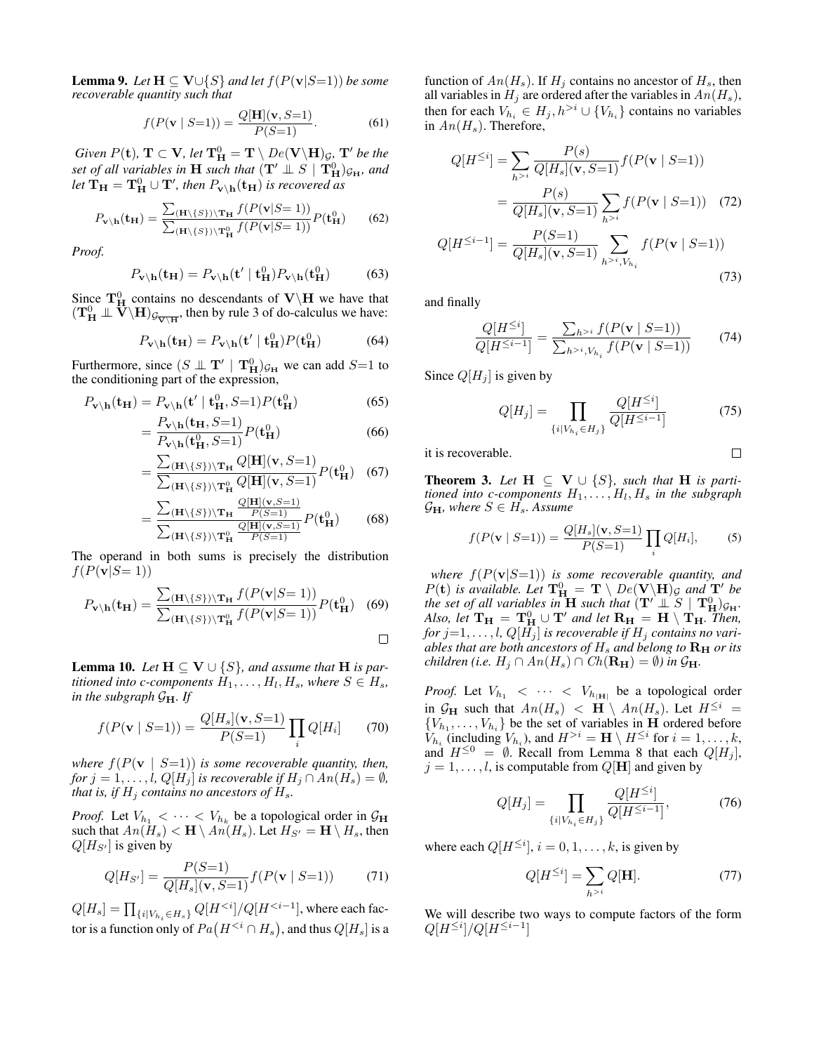**Lemma 9.** *Let $\mathbf{H} \subseteq \mathbf{V} \cup \{S\}$ and let $f(P(\mathbf{v}|S{=}1))$ be some recoverable quantity such that*

$$f(P(\mathbf{v} \mid S{=}1)) = \frac{Q[\mathbf{H}](\mathbf{v}, S{=}1)}{P(S{=}1)}. \tag{61}$$

*Given $P(\mathbf{t})$, $\mathbf{T} \subset \mathbf{V}$, let $\mathbf{T}^0_{\mathbf{H}} = \mathbf{T} \setminus De(\mathbf{V} \setminus \mathbf{H})_{\mathcal{G}}$, $\mathbf{T}'$ be the set of all variables in $\mathbf{H}$ such that $(\mathbf{T}' \perp\!\!\!\perp S \mid \mathbf{T}^0_{\mathbf{H}})_{\mathcal{G}_{\mathbf{H}}}$, and let $\mathbf{T}_{\mathbf{H}} = \mathbf{T}^0_{\mathbf{H}} \cup \mathbf{T}'$, then $P_{\mathbf{v}\setminus\mathbf{h}}(\mathbf{t}_{\mathbf{H}})$ is recovered as*

$$P_{\mathbf{v}\setminus\mathbf{h}}(\mathbf{t}_{\mathbf{H}}) = \frac{\sum_{(\mathbf{H}\setminus\{S\})\setminus\mathbf{T}_{\mathbf{H}}} f(P(\mathbf{v}|S{=}1))}{\sum_{(\mathbf{H}\setminus\{S\})\setminus\mathbf{T}^0_{\mathbf{H}}} f(P(\mathbf{v}|S{=}1))} P(\mathbf{t}^0_{\mathbf{H}}) \tag{62}$$

*Proof.*

$$P_{\mathbf{v}\setminus\mathbf{h}}(\mathbf{t}_{\mathbf{H}}) = P_{\mathbf{v}\setminus\mathbf{h}}(\mathbf{t}' \mid \mathbf{t}^0_{\mathbf{H}}) P_{\mathbf{v}\setminus\mathbf{h}}(\mathbf{t}^0_{\mathbf{H}}) \tag{63}$$

Since $\mathbf{T}^0_{\mathbf{H}}$ contains no descendants of $\mathbf{V}\setminus\mathbf{H}$ we have that $(\mathbf{T}^0_{\mathbf{H}} \perp\!\!\!\perp \mathbf{V}\setminus\mathbf{H})_{\mathcal{G}_{\overline{\mathbf{V}\setminus\mathbf{H}}}}$, then by rule 3 of do-calculus we have:

$$P_{\mathbf{v}\setminus\mathbf{h}}(\mathbf{t}_{\mathbf{H}}) = P_{\mathbf{v}\setminus\mathbf{h}}(\mathbf{t}' \mid \mathbf{t}^0_{\mathbf{H}}) P(\mathbf{t}^0_{\mathbf{H}}) \tag{64}$$

Furthermore, since $(S \perp\!\!\!\perp \mathbf{T}' \mid \mathbf{T}^0_{\mathbf{H}})_{\mathcal{G}_{\mathbf{H}}}$ we can add $S{=}1$ to the conditioning part of the expression,

$$P_{\mathbf{v}\setminus\mathbf{h}}(\mathbf{t}_{\mathbf{H}}) = P_{\mathbf{v}\setminus\mathbf{h}}(\mathbf{t}' \mid \mathbf{t}^0_{\mathbf{H}}, S{=}1) P(\mathbf{t}^0_{\mathbf{H}}) \tag{65}$$

$$= \frac{P_{\mathbf{v}\setminus\mathbf{h}}(\mathbf{t}_{\mathbf{H}}, S{=}1)}{P_{\mathbf{v}\setminus\mathbf{h}}(\mathbf{t}^0_{\mathbf{H}}, S{=}1)} P(\mathbf{t}^0_{\mathbf{H}}) \tag{66}$$

$$= \frac{\sum_{(\mathbf{H}\setminus\{S\})\setminus\mathbf{T}_{\mathbf{H}}} Q[\mathbf{H}](\mathbf{v}, S{=}1)}{\sum_{(\mathbf{H}\setminus\{S\})\setminus\mathbf{T}^0_{\mathbf{H}}} Q[\mathbf{H}](\mathbf{v}, S{=}1)} P(\mathbf{t}^0_{\mathbf{H}}) \tag{67}$$

$$= \frac{\sum_{(\mathbf{H}\setminus\{S\})\setminus\mathbf{T}_{\mathbf{H}}} \frac{Q[\mathbf{H}](\mathbf{v}, S=1)}{P(S=1)}}{\sum_{(\mathbf{H}\setminus\{S\})\setminus\mathbf{T}^0_{\mathbf{H}}} \frac{Q[\mathbf{H}](\mathbf{v}, S=1)}{P(S=1)}} P(\mathbf{t}^0_{\mathbf{H}}) \tag{68}$$

The operand in both sums is precisely the distribution $f(P(\mathbf{v}|S{=}1))$

$$P_{\mathbf{v}\setminus\mathbf{h}}(\mathbf{t}_{\mathbf{H}}) = \frac{\sum_{(\mathbf{H}\setminus\{S\})\setminus\mathbf{T}_{\mathbf{H}}} f(P(\mathbf{v}|S{=}1))}{\sum_{(\mathbf{H}\setminus\{S\})\setminus\mathbf{T}^0_{\mathbf{H}}} f(P(\mathbf{v}|S{=}1))} P(\mathbf{t}^0_{\mathbf{H}}) \tag{69}$$

□

**Lemma 10.** *Let $\mathbf{H} \subseteq \mathbf{V} \cup \{S\}$, and assume that $\mathbf{H}$ is partitioned into c-components $H_1, \ldots, H_l, H_s$, where $S \in H_s$, in the subgraph $\mathcal{G}_{\mathbf{H}}$. If*

$$f(P(\mathbf{v} \mid S{=}1)) = \frac{Q[H_s](\mathbf{v}, S{=}1)}{P(S{=}1)} \prod_i Q[H_i] \tag{70}$$

*where $f(P(\mathbf{v} \mid S{=}1))$ is some recoverable quantity, then, for $j = 1, \ldots, l$, $Q[H_j]$ is recoverable if $H_j \cap An(H_s) = \emptyset$, that is, if $H_j$ contains no ancestors of $H_s$.*

*Proof.* Let $V_{h_1} < \cdots < V_{h_k}$ be a topological order in $\mathcal{G}_{\mathbf{H}}$ such that $An(H_s) < \mathbf{H} \setminus An(H_s)$. Let $H_{S'} = \mathbf{H} \setminus H_s$, then $Q[H_{S'}]$ is given by

$$Q[H_{S'}] = \frac{P(S{=}1)}{Q[H_s](\mathbf{v}, S{=}1)} f(P(\mathbf{v} \mid S{=}1)) \tag{71}$$

$Q[H_s] = \prod_{\{i|V_{h_i} \in H_s\}} Q[H^{<i}]/Q[H^{<i-1}]$, where each factor is a function only of $Pa\big(H^{<i} \cap H_s\big)$, and thus $Q[H_s]$ is a function of $An(H_s)$. If $H_j$ contains no ancestor of $H_s$, then all variables in $H_j$ are ordered after the variables in $An(H_s)$, then for each $V_{h_i} \in H_j$, $h^{>i} \cup \{V_{h_i}\}$ contains no variables in $An(H_s)$. Therefore,

$$Q[H^{\leq i}] = \sum_{h^{>i}} \frac{P(s)}{Q[H_s](\mathbf{v}, S{=}1)} f(P(\mathbf{v} \mid S{=}1))$$

$$= \frac{P(s)}{Q[H_s](\mathbf{v}, S{=}1)} \sum_{h^{>i}} f(P(\mathbf{v} \mid S{=}1)) \tag{72}$$

$$Q[H^{\leq i-1}] = \frac{P(S{=}1)}{Q[H_s](\mathbf{v}, S{=}1)} \sum_{h^{>i}, V_{h_i}} f(P(\mathbf{v} \mid S{=}1)) \tag{73}$$

and finally

$$\frac{Q[H^{\leq i}]}{Q[H^{\leq i-1}]} = \frac{\sum_{h^{>i}} f(P(\mathbf{v} \mid S{=}1))}{\sum_{h^{>i}, V_{h_i}} f(P(\mathbf{v} \mid S{=}1))} \tag{74}$$

Since $Q[H_j]$ is given by

$$Q[H_j] = \prod_{\{i|V_{h_i} \in H_j\}} \frac{Q[H^{\leq i}]}{Q[H^{\leq i-1}]} \tag{75}$$

it is recoverable. □

**Theorem 3.** *Let $\mathbf{H} \subseteq \mathbf{V} \cup \{S\}$, such that $\mathbf{H}$ is partitioned into c-components $H_1, \ldots, H_l, H_s$ in the subgraph $\mathcal{G}_{\mathbf{H}}$, where $S \in H_s$. Assume*

$$f(P(\mathbf{v} \mid S{=}1)) = \frac{Q[H_s](\mathbf{v}, S{=}1)}{P(S{=}1)} \prod_i Q[H_i], \tag{5}$$

*where $f(P(\mathbf{v}|S{=}1))$ is some recoverable quantity, and $P(\mathbf{t})$ is available. Let $\mathbf{T}^0_{\mathbf{H}} = \mathbf{T} \setminus De(\mathbf{V}\setminus\mathbf{H})_{\mathcal{G}}$ and $\mathbf{T}'$ be the set of all variables in $\mathbf{H}$ such that $(\mathbf{T}' \perp\!\!\!\perp S \mid \mathbf{T}^0_{\mathbf{H}})_{\mathcal{G}_{\mathbf{H}}}$. Also, let $\mathbf{T}_{\mathbf{H}} = \mathbf{T}^0_{\mathbf{H}} \cup \mathbf{T}'$ and let $\mathbf{R}_{\mathbf{H}} = \mathbf{H} \setminus \mathbf{T}_{\mathbf{H}}$. Then, for $j{=}1, \ldots, l$, $Q[H_j]$ is recoverable if $H_j$ contains no variables that are both ancestors of $H_s$ and belong to $\mathbf{R}_{\mathbf{H}}$ or its children (i.e. $H_j \cap An(H_s) \cap Ch(\mathbf{R}_{\mathbf{H}}) = \emptyset$) in $\mathcal{G}_{\mathbf{H}}$.*

*Proof.* Let $V_{h_1} < \cdots < V_{h_{|\mathbf{H}|}}$ be a topological order in $\mathcal{G}_{\mathbf{H}}$ such that $An(H_s) < \mathbf{H} \setminus An(H_s)$. Let $H^{\leq i} = \{V_{h_1}, \ldots, V_{h_i}\}$ be the set of variables in $\mathbf{H}$ ordered before $V_{h_i}$ (including $V_{h_i}$), and $H^{>i} = \mathbf{H} \setminus H^{\leq i}$ for $i = 1, \ldots, k$, and $H^{\leq 0} = \emptyset$. Recall from Lemma 8 that each $Q[H_j]$, $j = 1, \ldots, l$, is computable from $Q[\mathbf{H}]$ and given by

$$Q[H_j] = \prod_{\{i|V_{h_i} \in H_j\}} \frac{Q[H^{\leq i}]}{Q[H^{\leq i-1}]}, \tag{76}$$

where each $Q[H^{\leq i}]$, $i = 0, 1, \ldots, k$, is given by

$$Q[H^{\leq i}] = \sum_{h^{>i}} Q[\mathbf{H}]. \tag{77}$$

We will describe two ways to compute factors of the form $Q[H^{\leq i}]/Q[H^{\leq i-1}]$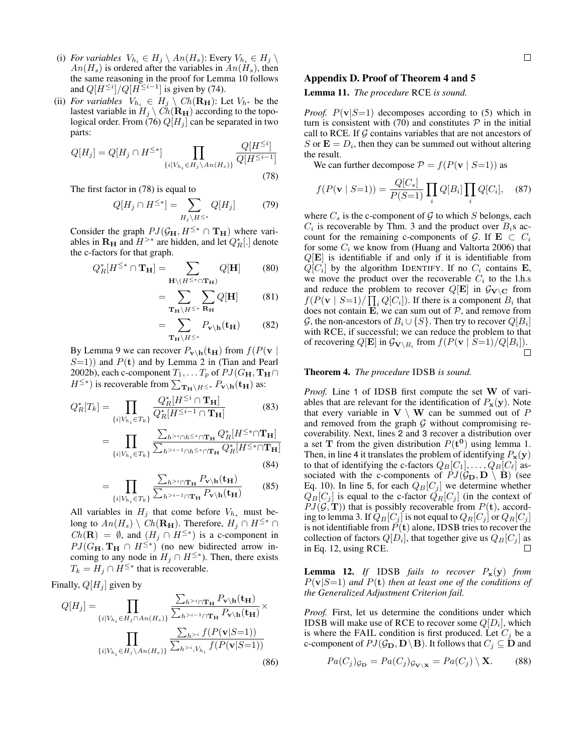(i) *For variables* $V_{h_i} \in H_j \setminus An(H_s)$: Every $V_{h_i} \in H_j \setminus An(H_s)$ is ordered after the variables in $An(H_s)$, then the same reasoning in the proof for Lemma 10 follows and $Q[H^{\leq i}]/Q[H^{\leq i-1}]$ is given by (74).

(ii) *For variables* $V_{h_i} \in H_j \setminus Ch(\mathbf{R_H})$: Let $V_{h^*}$ be the lastest variable in $H_j \setminus Ch(\mathbf{R_H})$ according to the topological order. From (76) $Q[H_j]$ can be separated in two parts:

$$Q[H_j] = Q[H_j \cap H^{\leq *}] \prod_{\{i|V_{h_i} \in H_j \setminus An(H_s)\}} \frac{Q[H^{\leq i}]}{Q[H^{\leq i-1}]} \tag{78}$$

The first factor in (78) is equal to

$$Q[H_j \cap H^{\leq *}] = \sum_{H_j \setminus H^{\leq *}} Q[H_j] \tag{79}$$

Consider the graph $PJ(\mathcal{G}_\mathbf{H}, H^{\leq *} \cap \mathbf{T_H})$ where variables in $\mathbf{R_H}$ and $H^{>*}$ are hidden, and let $Q^*_R[.]$ denote the c-factors for that graph.

$$Q^*_R[H^{\leq *} \cap \mathbf{T_H}] = \sum_{\mathbf{H} \setminus (H^{\leq *} \cap \mathbf{T_H})} Q[\mathbf{H}] \tag{80}$$

$$= \sum_{\mathbf{T_H} \setminus H^{\leq *}} \sum_{\mathbf{R_H}} Q[\mathbf{H}] \tag{81}$$

$$= \sum_{\mathbf{T_H} \setminus H^{\leq *}} P_{\mathbf{v} \setminus \mathbf{h}}(\mathbf{t_H}) \tag{82}$$

By Lemma 9 we can recover $P_{\mathbf{v} \setminus \mathbf{h}}(\mathbf{t_H})$ from $f(P(\mathbf{v} \mid S{=}1))$ and $P(\mathbf{t})$ and by Lemma 2 in (Tian and Pearl 2002b), each c-component $T_1, \ldots T_p$ of $PJ(G_\mathbf{H}, \mathbf{T_H} \cap H^{\leq *})$ is recoverable from $\sum_{\mathbf{T_H} \setminus H^{\leq *}} P_{\mathbf{v} \setminus \mathbf{h}}(\mathbf{t_H})$ as:

$$Q^*_R[T_k] = \prod_{\{i|V_{h_i} \in T_k\}} \frac{Q^*_R[H^{\leq i} \cap \mathbf{T_H}]}{Q^*_R[H^{\leq i-1} \cap \mathbf{T_H}]} \tag{83}$$

$$= \prod_{\{i|V_{h_i} \in T_k\}} \frac{\sum_{h^{>i} \cap h^{\leq *} \cap \mathbf{T_H}} Q^*_R[H^{\leq *} \cap \mathbf{T_H}]}{\sum_{h^{>i-1} \cap h^{\leq *} \cap \mathbf{T_H}} Q^*_R[H^{\leq *} \cap \mathbf{T_H}]} \tag{84}$$

$$= \prod_{\{i|V_{h_i} \in T_k\}} \frac{\sum_{h^{>i} \cap \mathbf{T_H}} P_{\mathbf{v} \setminus \mathbf{h}}(\mathbf{t_H})}{\sum_{h^{>i-1} \cap \mathbf{T_H}} P_{\mathbf{v} \setminus \mathbf{h}}(\mathbf{t_H})} \tag{85}$$

All variables in $H_j$ that come before $V_{h_*}$ must belong to $An(H_s) \setminus Ch(\mathbf{R_H})$. Therefore, $H_j \cap H^{\leq *} \cap Ch(\mathbf{R}) = \emptyset$, and $(H_j \cap H^{\leq *})$ is a c-component in $PJ(G_\mathbf{H}, \mathbf{T_H} \cap H^{\leq *})$ (no new bidirected arrow incoming to any node in $H_j \cap H^{\leq *}$). Then, there exists $T_k = H_j \cap H^{\leq *}$ that is recoverable.

Finally, $Q[H_j]$ given by

$$Q[H_j] = \prod_{\{i|V_{h_i} \in H_j \cap An(H_s)\}} \frac{\sum_{h^{>i} \cap \mathbf{T_H}} P_{\mathbf{v} \setminus \mathbf{h}}(\mathbf{t_H})}{\sum_{h^{>i-1} \cap \mathbf{T_H}} P_{\mathbf{v} \setminus \mathbf{h}}(\mathbf{t_H})} \times \prod_{\{i|V_{h_i} \in H_j \setminus An(H_s)\}} \frac{\sum_{h^{>i}} f(P(\mathbf{v}|S{=}1))}{\sum_{h^{>i}, V_{h_i}} f(P(\mathbf{v}|S{=}1))} \tag{86}$$

□

## Appendix D. Proof of Theorem 4 and 5

**Lemma 11.** *The procedure* RCE *is sound.*

*Proof.* $P(\mathbf{v}|S{=}1)$ decomposes according to (5) which in turn is consistent with (70) and constitutes $\mathcal{P}$ in the initial call to RCE. If $\mathcal{G}$ contains variables that are not ancestors of $S$ or $\mathbf{E} = D_i$, then they can be summed out without altering the result.

We can further decompose $\mathcal{P} = f(P(\mathbf{v} \mid S{=}1))$ as

$$f(P(\mathbf{v} \mid S{=}1)) = \frac{Q[C_s]}{P(S{=}1)} \prod_i Q[B_i] \prod_i Q[C_i], \tag{87}$$

where $C_s$ is the c-component of $\mathcal{G}$ to which $S$ belongs, each $C_i$ is recoverable by Thm. 3 and the product over $B_i$s account for the remaining c-components of $\mathcal{G}$. If $\mathbf{E} \subset C_i$ for some $C_i$ we know from (Huang and Valtorta 2006) that $Q[\mathbf{E}]$ is identifiable if and only if it is identifiable from $Q[C_i]$ by the algorithm IDENTIFY. If no $C_i$ contains $\mathbf{E}$, we move the product over the recoverable $C_i$ to the l.h.s and reduce the problem to recover $Q[\mathbf{E}]$ in $\mathcal{G}_{\mathbf{V} \setminus \mathbf{C}}$ from $f(P(\mathbf{v} \mid S{=}1)/\prod_i Q[C_i])$. If there is a component $B_i$ that does not contain $\mathbf{E}$, we can sum out of $\mathcal{P}$, and remove from $\mathcal{G}$, the non-ancestors of $B_i \cup \{S\}$. Then try to recover $Q[B_i]$ with RCE, if successful; we can reduce the problem to that of recovering $Q[\mathbf{E}]$ in $\mathcal{G}_{\mathbf{V} \setminus B_i}$ from $f(P(\mathbf{v} \mid S{=}1)/Q[B_i])$. □

**Theorem 4.** *The procedure* IDSB *is sound.*

*Proof.* Line 1 of IDSB first compute the set $\mathbf{W}$ of variables that are relevant for the identification of $P_\mathbf{x}(\mathbf{y})$. Note that every variable in $\mathbf{V} \setminus \mathbf{W}$ can be summed out of $P$ and removed from the graph $\mathcal{G}$ without compromising recoverability. Next, lines 2 and 3 recover a distribution over a set $\mathbf{T}$ from the given distribution $P(\mathbf{t^0})$ using lemma 1. Then, in line 4 it translates the problem of identifying $P_\mathbf{x}(\mathbf{y})$ to that of identifying the c-factors $Q_B[C_1], \ldots, Q_B[C_\ell]$ associated with the c-components of $PJ(\mathcal{G}_\mathbf{D}, \mathbf{D} \setminus \mathbf{B})$ (see Eq. 10). In line 5, for each $Q_B[C_j]$ we determine whether $Q_B[C_j]$ is equal to the c-factor $Q_R[C_j]$ (in the context of $PJ(\mathcal{G}, \mathbf{T})$) that is possibly recoverable from $P(\mathbf{t})$, according to lemma 3. If $Q_B[C_j]$ is not equal to $Q_R[C_j]$ or $Q_R[C_j]$ is not identifiable from $P(\mathbf{t})$ alone, IDSB tries to recover the collection of factors $Q[D_i]$, that together give us $Q_B[C_j]$ as in Eq. 12, using RCE. □

**Lemma 12.** *If* IDSB *fails to recover* $P_\mathbf{x}(\mathbf{y})$ *from* $P(\mathbf{v}|S{=}1)$ *and* $P(\mathbf{t})$ *then at least one of the conditions of the Generalized Adjustment Criterion fail.*

*Proof.* First, let us determine the conditions under which IDSB will make use of RCE to recover some $Q[D_i]$, which is where the FAIL condition is first produced. Let $C_j$ be a c-component of $PJ(\mathcal{G}_\mathbf{D}, \mathbf{D} \setminus \mathbf{B})$. It follows that $C_j \subseteq \mathbf{D}$ and

$$Pa(C_j)_{\mathcal{G}_\mathbf{D}} = Pa(C_j)_{\mathcal{G}_{\mathbf{V} \setminus \mathbf{X}}} = Pa(C_j) \setminus \mathbf{X}. \tag{88}$$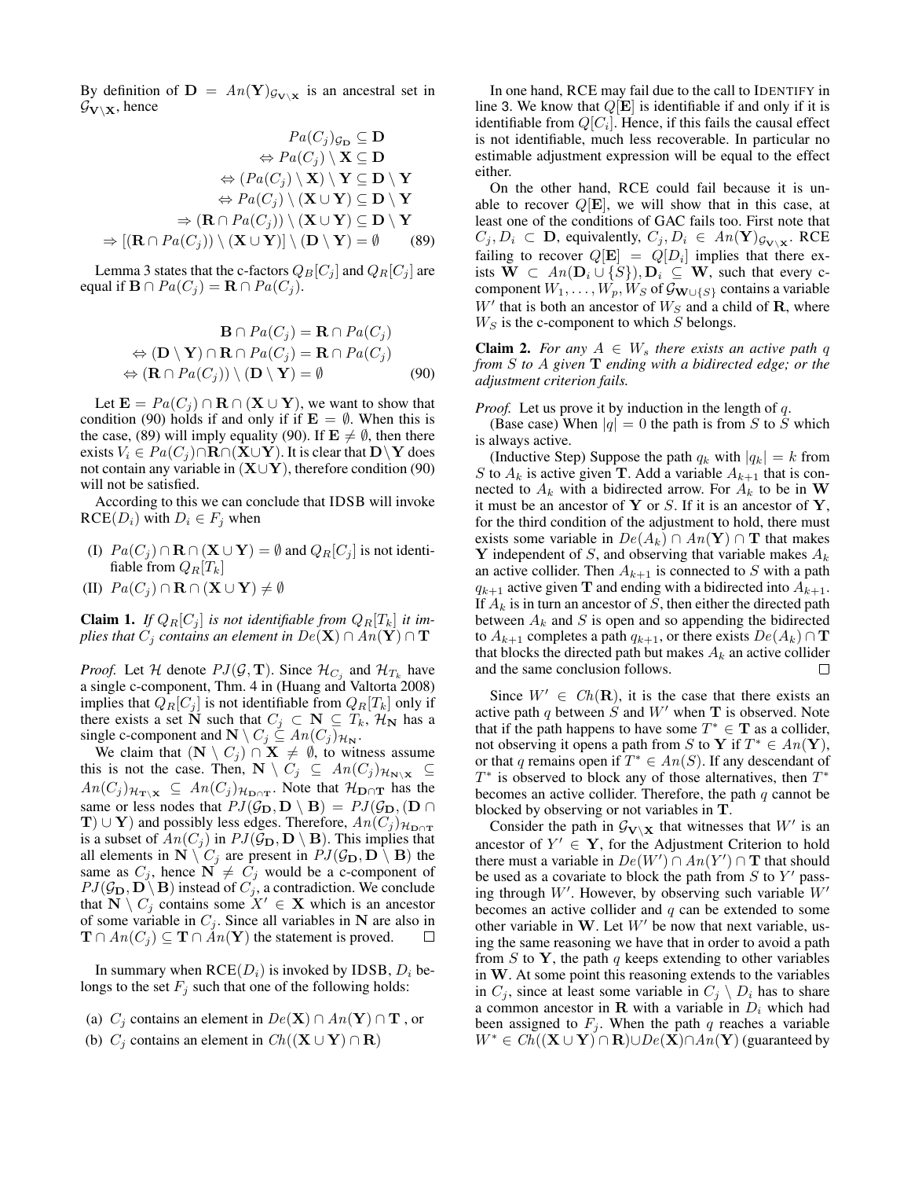By definition of $\mathbf{D} = An(\mathbf{Y})_{\mathcal{G}_{\mathbf{V}\setminus\mathbf{X}}}$ is an ancestral set in $\mathcal{G}_{\mathbf{V}\setminus\mathbf{X}}$, hence

$$
\begin{aligned}
Pa(C_j)_{\mathcal{G}_{\mathbf{D}}} &\subseteq \mathbf{D} \\
\Leftrightarrow Pa(C_j) \setminus \mathbf{X} &\subseteq \mathbf{D} \\
\Leftrightarrow (Pa(C_j) \setminus \mathbf{X}) \setminus \mathbf{Y} &\subseteq \mathbf{D} \setminus \mathbf{Y} \\
\Leftrightarrow Pa(C_j) \setminus (\mathbf{X} \cup \mathbf{Y}) &\subseteq \mathbf{D} \setminus \mathbf{Y} \\
\Rightarrow (\mathbf{R} \cap Pa(C_j)) \setminus (\mathbf{X} \cup \mathbf{Y}) &\subseteq \mathbf{D} \setminus \mathbf{Y} \\
\Rightarrow [(\mathbf{R} \cap Pa(C_j)) \setminus (\mathbf{X} \cup \mathbf{Y})] \setminus (\mathbf{D} \setminus \mathbf{Y}) &= \emptyset \qquad (89)
\end{aligned}
$$

Lemma 3 states that the c-factors $Q_B[C_j]$ and $Q_R[C_j]$ are equal if $\mathbf{B} \cap Pa(C_j) = \mathbf{R} \cap Pa(C_j)$.

$$
\begin{aligned}
\mathbf{B} \cap Pa(C_j) &= \mathbf{R} \cap Pa(C_j) \\
\Leftrightarrow (\mathbf{D} \setminus \mathbf{Y}) \cap \mathbf{R} \cap Pa(C_j) &= \mathbf{R} \cap Pa(C_j) \\
\Leftrightarrow (\mathbf{R} \cap Pa(C_j)) \setminus (\mathbf{D} \setminus \mathbf{Y}) &= \emptyset \qquad (90)
\end{aligned}
$$

Let $\mathbf{E} = Pa(C_j) \cap \mathbf{R} \cap (\mathbf{X} \cup \mathbf{Y})$, we want to show that condition (90) holds if and only if if $\mathbf{E} = \emptyset$. When this is the case, (89) will imply equality (90). If $\mathbf{E} \neq \emptyset$, then there exists $V_i \in Pa(C_j) \cap \mathbf{R} \cap (\mathbf{X} \cup \mathbf{Y})$. It is clear that $\mathbf{D} \setminus \mathbf{Y}$ does not contain any variable in $(\mathbf{X} \cup \mathbf{Y})$, therefore condition (90) will not be satisfied.

According to this we can conclude that IDSB will invoke $\text{RCE}(D_i)$ with $D_i \in F_j$ when

(I) $Pa(C_j) \cap \mathbf{R} \cap (\mathbf{X} \cup \mathbf{Y}) = \emptyset$ and $Q_R[C_j]$ is not identifiable from $Q_R[T_k]$

(II) $Pa(C_j) \cap \mathbf{R} \cap (\mathbf{X} \cup \mathbf{Y}) \neq \emptyset$

**Claim 1.** *If $Q_R[C_j]$ is not identifiable from $Q_R[T_k]$ it implies that $C_j$ contains an element in $De(\mathbf{X}) \cap An(\mathbf{Y}) \cap \mathbf{T}$*

*Proof.* Let $\mathcal{H}$ denote $PJ(\mathcal{G}, \mathbf{T})$. Since $\mathcal{H}_{C_j}$ and $\mathcal{H}_{T_k}$ have a single c-component, Thm. 4 in (Huang and Valtorta 2008) implies that $Q_R[C_j]$ is not identifiable from $Q_R[T_k]$ only if there exists a set $\mathbf{N}$ such that $C_j \subset \mathbf{N} \subseteq T_k$, $\mathcal{H}_{\mathbf{N}}$ has a single c-component and $\mathbf{N} \setminus C_j \subseteq An(C_j)_{\mathcal{H}_{\mathbf{N}}}$.

We claim that $(\mathbf{N} \setminus C_j) \cap \mathbf{X} \neq \emptyset$, to witness assume this is not the case. Then, $\mathbf{N} \setminus C_j \subseteq An(C_j)_{\mathcal{H}_{\mathbf{N}\setminus\mathbf{X}}} \subseteq An(C_j)_{\mathcal{H}_{\mathbf{T}\setminus\mathbf{X}}} \subseteq An(C_j)_{\mathcal{H}_{\mathbf{D}\cap\mathbf{T}}}$. Note that $\mathcal{H}_{\mathbf{D}\cap\mathbf{T}}$ has the same or less nodes that $PJ(\mathcal{G}_{\mathbf{D}}, \mathbf{D} \setminus \mathbf{B}) = PJ(\mathcal{G}_{\mathbf{D}}, (\mathbf{D} \cap \mathbf{T}) \cup \mathbf{Y})$ and possibly less edges. Therefore, $An(C_j)_{\mathcal{H}_{\mathbf{D}\cap\mathbf{T}}}$ is a subset of $An(C_j)$ in $PJ(\mathcal{G}_{\mathbf{D}}, \mathbf{D} \setminus \mathbf{B})$. This implies that all elements in $\mathbf{N} \setminus C_j$ are present in $PJ(\mathcal{G}_{\mathbf{D}}, \mathbf{D} \setminus \mathbf{B})$ the same as $C_j$, hence $\mathbf{N} \neq C_j$ would be a c-component of $PJ(\mathcal{G}_{\mathbf{D}}, \mathbf{D} \setminus \mathbf{B})$ instead of $C_j$, a contradiction. We conclude that $\mathbf{N} \setminus C_j$ contains some $X' \in \mathbf{X}$ which is an ancestor of some variable in $C_j$. Since all variables in $\mathbf{N}$ are also in $\mathbf{T} \cap An(C_j) \subseteq \mathbf{T} \cap An(\mathbf{Y})$ the statement is proved. □

In summary when $\text{RCE}(D_i)$ is invoked by IDSB, $D_i$ belongs to the set $F_j$ such that one of the following holds:

(a) $C_j$ contains an element in $De(\mathbf{X}) \cap An(\mathbf{Y}) \cap \mathbf{T}$ , or

(b) $C_j$ contains an element in $Ch((\mathbf{X} \cup \mathbf{Y}) \cap \mathbf{R})$

In one hand, RCE may fail due to the call to IDENTIFY in line 3. We know that $Q[\mathbf{E}]$ is identifiable if and only if it is identifiable from $Q[C_i]$. Hence, if this fails the causal effect is not identifiable, much less recoverable. In particular no estimable adjustment expression will be equal to the effect either.

On the other hand, RCE could fail because it is unable to recover $Q[\mathbf{E}]$, we will show that in this case, at least one of the conditions of GAC fails too. First note that $C_j, D_i \subset \mathbf{D}$, equivalently, $C_j, D_i \in An(\mathbf{Y})_{\mathcal{G}_{\mathbf{V}\setminus\mathbf{X}}}$. RCE failing to recover $Q[\mathbf{E}] = Q[D_i]$ implies that there exists $\mathbf{W} \subset An(\mathbf{D}_i \cup \{S\}), \mathbf{D}_i \subseteq \mathbf{W}$, such that every c-component $W_1, \ldots, W_p, W_S$ of $\mathcal{G}_{\mathbf{W}\cup\{S\}}$ contains a variable $W'$ that is both an ancestor of $W_S$ and a child of $\mathbf{R}$, where $W_S$ is the c-component to which $S$ belongs.

**Claim 2.** *For any $A \in W_s$ there exists an active path $q$ from $S$ to $A$ given $\mathbf{T}$ ending with a bidirected edge; or the adjustment criterion fails.*

*Proof.* Let us prove it by induction in the length of $q$.

(Base case) When $|q| = 0$ the path is from $S$ to $S$ which is always active.

(Inductive Step) Suppose the path $q_k$ with $|q_k| = k$ from $S$ to $A_k$ is active given $\mathbf{T}$. Add a variable $A_{k+1}$ that is connected to $A_k$ with a bidirected arrow. For $A_k$ to be in $\mathbf{W}$ it must be an ancestor of $\mathbf{Y}$ or $S$. If it is an ancestor of $\mathbf{Y}$, for the third condition of the adjustment to hold, there must exists some variable in $De(A_k) \cap An(\mathbf{Y}) \cap \mathbf{T}$ that makes $\mathbf{Y}$ independent of $S$, and observing that variable makes $A_k$ an active collider. Then $A_{k+1}$ is connected to $S$ with a path $q_{k+1}$ active given $\mathbf{T}$ and ending with a bidirected into $A_{k+1}$. If $A_k$ is in turn an ancestor of $S$, then either the directed path between $A_k$ and $S$ is open and so appending the bidirected to $A_{k+1}$ completes a path $q_{k+1}$, or there exists $De(A_k) \cap \mathbf{T}$ that blocks the directed path but makes $A_k$ an active collider and the same conclusion follows. □

Since $W' \in Ch(\mathbf{R})$, it is the case that there exists an active path $q$ between $S$ and $W'$ when $\mathbf{T}$ is observed. Note that if the path happens to have some $T^* \in \mathbf{T}$ as a collider, not observing it opens a path from $S$ to $\mathbf{Y}$ if $T^* \in An(\mathbf{Y})$, or that $q$ remains open if $T^* \in An(S)$. If any descendant of $T^*$ is observed to block any of those alternatives, then $T^*$ becomes an active collider. Therefore, the path $q$ cannot be blocked by observing or not variables in $\mathbf{T}$.

Consider the path in $\mathcal{G}_{\mathbf{V}\setminus\mathbf{X}}$ that witnesses that $W'$ is an ancestor of $Y' \in \mathbf{Y}$, for the Adjustment Criterion to hold there must a variable in $De(W') \cap An(Y') \cap \mathbf{T}$ that should be used as a covariate to block the path from $S$ to $Y'$ passing through $W'$. However, by observing such variable $W'$ becomes an active collider and $q$ can be extended to some other variable in $\mathbf{W}$. Let $W'$ be now that next variable, using the same reasoning we have that in order to avoid a path from $S$ to $\mathbf{Y}$, the path $q$ keeps extending to other variables in $\mathbf{W}$. At some point this reasoning extends to the variables in $C_j$, since at least some variable in $C_j \setminus D_i$ has to share a common ancestor in $\mathbf{R}$ with a variable in $D_i$ which had been assigned to $F_j$. When the path $q$ reaches a variable $W^* \in Ch((\mathbf{X} \cup \mathbf{Y}) \cap \mathbf{R}) \cup De(\mathbf{X}) \cap An(\mathbf{Y})$ (guaranteed by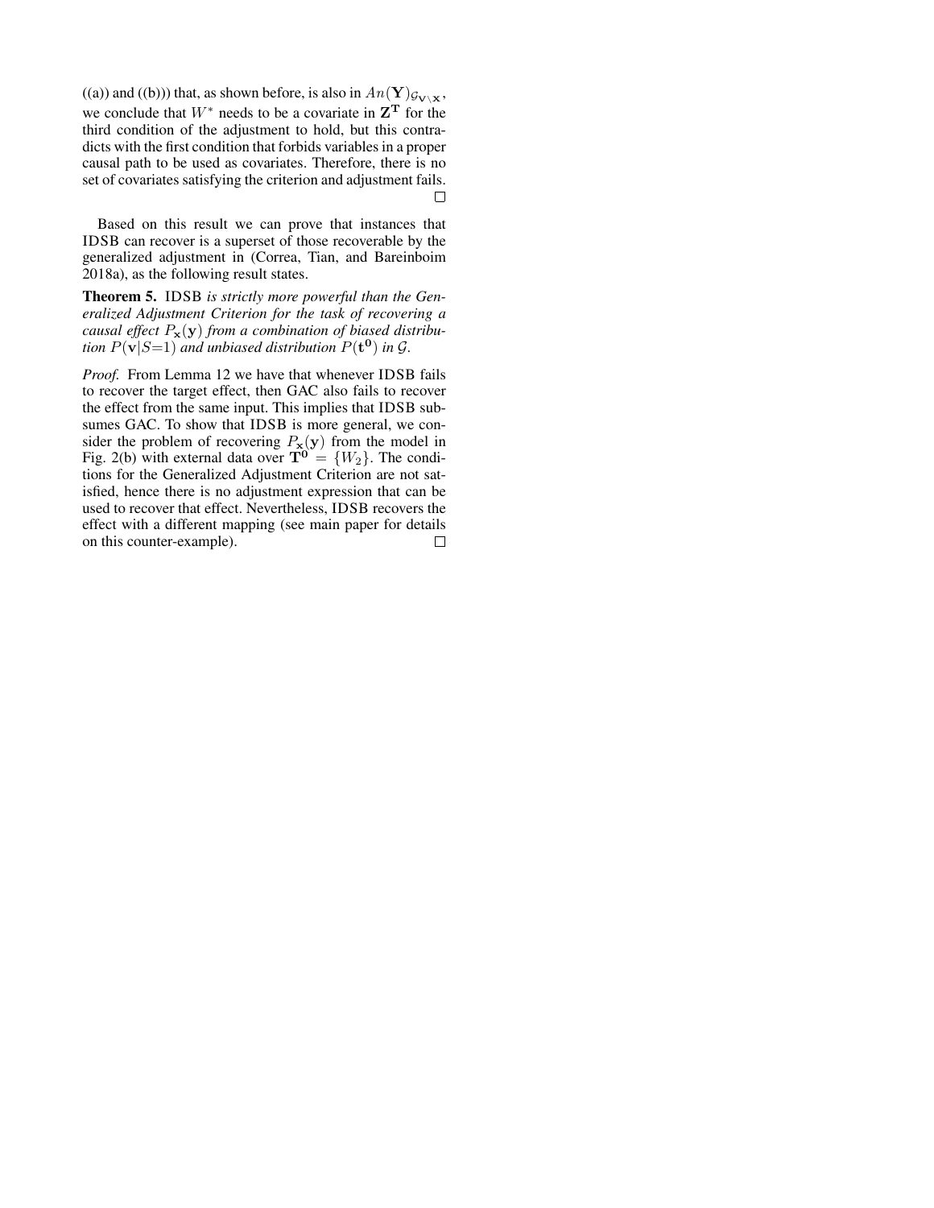((a)) and ((b))) that, as shown before, is also in $An(\mathbf{Y})_{\mathcal{G}_{\mathbf{V}\setminus\mathbf{X}}}$, we conclude that $W^*$ needs to be a covariate in $\mathbf{Z^T}$ for the third condition of the adjustment to hold, but this contradicts with the first condition that forbids variables in a proper causal path to be used as covariates. Therefore, there is no set of covariates satisfying the criterion and adjustment fails. □

Based on this result we can prove that instances that IDSB can recover is a superset of those recoverable by the generalized adjustment in (Correa, Tian, and Bareinboim 2018a), as the following result states.

**Theorem 5.** IDSB *is strictly more powerful than the Generalized Adjustment Criterion for the task of recovering a causal effect $P_{\mathbf{x}}(\mathbf{y})$ from a combination of biased distribution $P(\mathbf{v}|S{=}1)$ and unbiased distribution $P(\mathbf{t^0})$ in $\mathcal{G}$.*

*Proof.* From Lemma 12 we have that whenever IDSB fails to recover the target effect, then GAC also fails to recover the effect from the same input. This implies that IDSB subsumes GAC. To show that IDSB is more general, we consider the problem of recovering $P_{\mathbf{x}}(\mathbf{y})$ from the model in Fig. 2(b) with external data over $\mathbf{T^0} = \{W_2\}$. The conditions for the Generalized Adjustment Criterion are not satisfied, hence there is no adjustment expression that can be used to recover that effect. Nevertheless, IDSB recovers the effect with a different mapping (see main paper for details on this counter-example). □